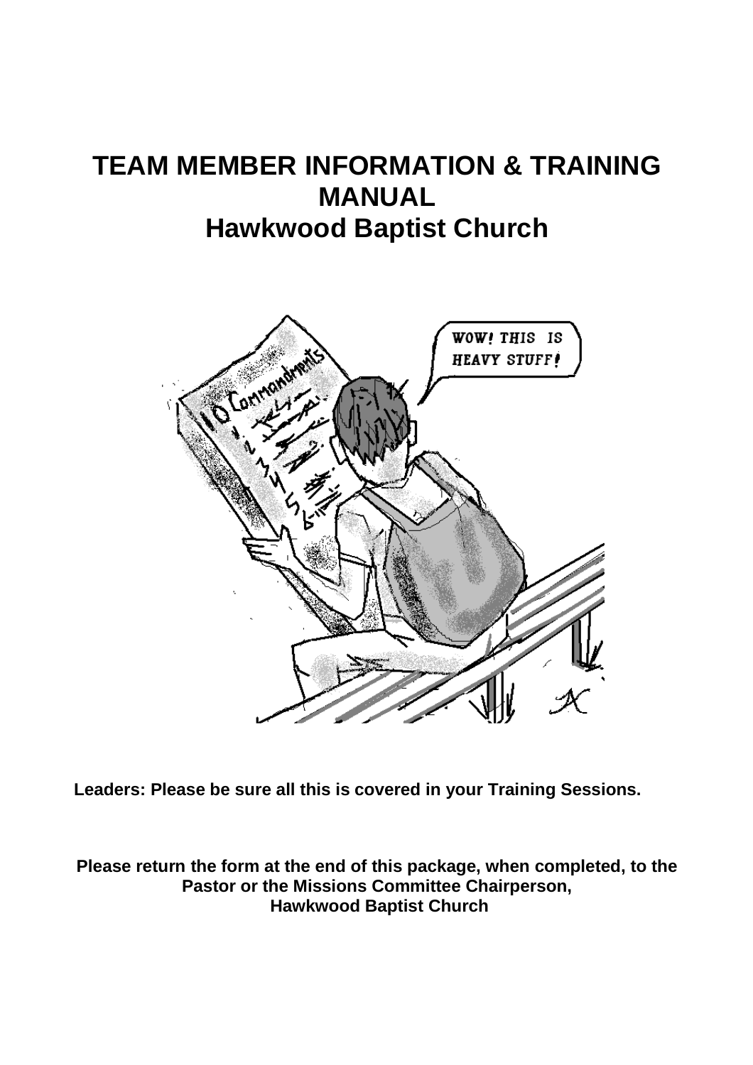# TEAM MEMBER INFORMATION & TRAINING MANUAL
# Hawkwood Baptist Church

**Leaders: Please be sure all this is covered in your Training Sessions.**

**Please return the form at the end of this package, when completed, to the Pastor or the Missions Committee Chairperson, Hawkwood Baptist Church**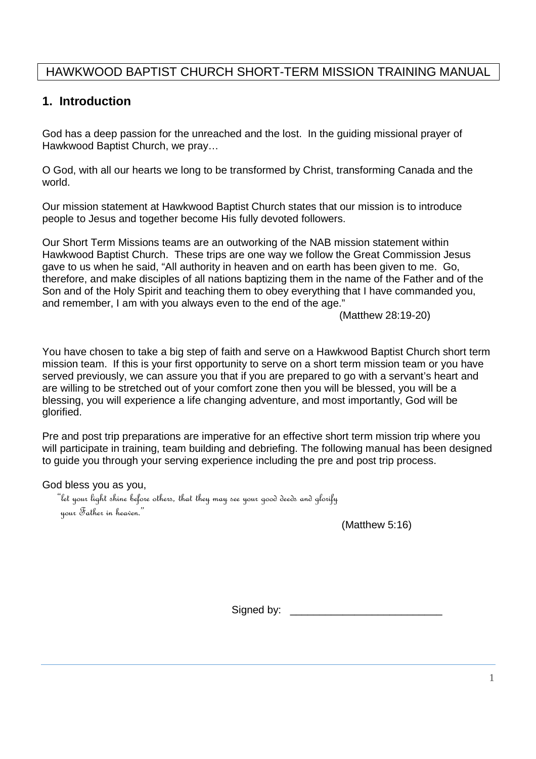HAWKWOOD BAPTIST CHURCH SHORT-TERM MISSION TRAINING MANUAL

## 1. Introduction

God has a deep passion for the unreached and the lost. In the guiding missional prayer of Hawkwood Baptist Church, we pray…

O God, with all our hearts we long to be transformed by Christ, transforming Canada and the world.

Our mission statement at Hawkwood Baptist Church states that our mission is to introduce people to Jesus and together become His fully devoted followers.

Our Short Term Missions teams are an outworking of the NAB mission statement within Hawkwood Baptist Church. These trips are one way we follow the Great Commission Jesus gave to us when he said, "All authority in heaven and on earth has been given to me. Go, therefore, and make disciples of all nations baptizing them in the name of the Father and of the Son and of the Holy Spirit and teaching them to obey everything that I have commanded you, and remember, I am with you always even to the end of the age."

(Matthew 28:19-20)

You have chosen to take a big step of faith and serve on a Hawkwood Baptist Church short term mission team. If this is your first opportunity to serve on a short term mission team or you have served previously, we can assure you that if you are prepared to go with a servant's heart and are willing to be stretched out of your comfort zone then you will be blessed, you will be a blessing, you will experience a life changing adventure, and most importantly, God will be glorified.

Pre and post trip preparations are imperative for an effective short term mission trip where you will participate in training, team building and debriefing. The following manual has been designed to guide you through your serving experience including the pre and post trip process.

God bless you as you,

*"let your light shine before others, that they may see your good deeds and glorify your Father in heaven."*

(Matthew 5:16)

Signed by: ________________________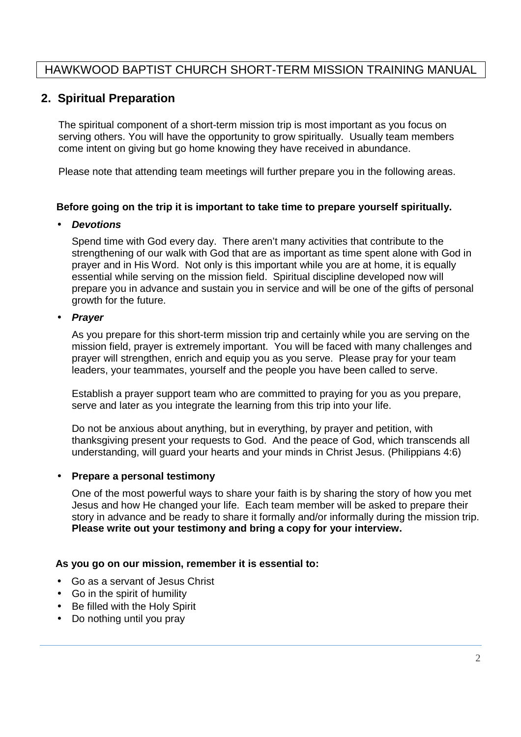## 2. Spiritual Preparation

The spiritual component of a short-term mission trip is most important as you focus on serving others. You will have the opportunity to grow spiritually. Usually team members come intent on giving but go home knowing they have received in abundance.

Please note that attending team meetings will further prepare you in the following areas.

**Before going on the trip it is important to take time to prepare yourself spiritually.**

- ***Devotions***

  Spend time with God every day. There aren't many activities that contribute to the strengthening of our walk with God that are as important as time spent alone with God in prayer and in His Word. Not only is this important while you are at home, it is equally essential while serving on the mission field. Spiritual discipline developed now will prepare you in advance and sustain you in service and will be one of the gifts of personal growth for the future.

- ***Prayer***

  As you prepare for this short-term mission trip and certainly while you are serving on the mission field, prayer is extremely important. You will be faced with many challenges and prayer will strengthen, enrich and equip you as you serve. Please pray for your team leaders, your teammates, yourself and the people you have been called to serve.

  Establish a prayer support team who are committed to praying for you as you prepare, serve and later as you integrate the learning from this trip into your life.

  Do not be anxious about anything, but in everything, by prayer and petition, with thanksgiving present your requests to God. And the peace of God, which transcends all understanding, will guard your hearts and your minds in Christ Jesus. (Philippians 4:6)

- **Prepare a personal testimony**

  One of the most powerful ways to share your faith is by sharing the story of how you met Jesus and how He changed your life. Each team member will be asked to prepare their story in advance and be ready to share it formally and/or informally during the mission trip. **Please write out your testimony and bring a copy for your interview.**

**As you go on our mission, remember it is essential to:**

- Go as a servant of Jesus Christ
- Go in the spirit of humility
- Be filled with the Holy Spirit
- Do nothing until you pray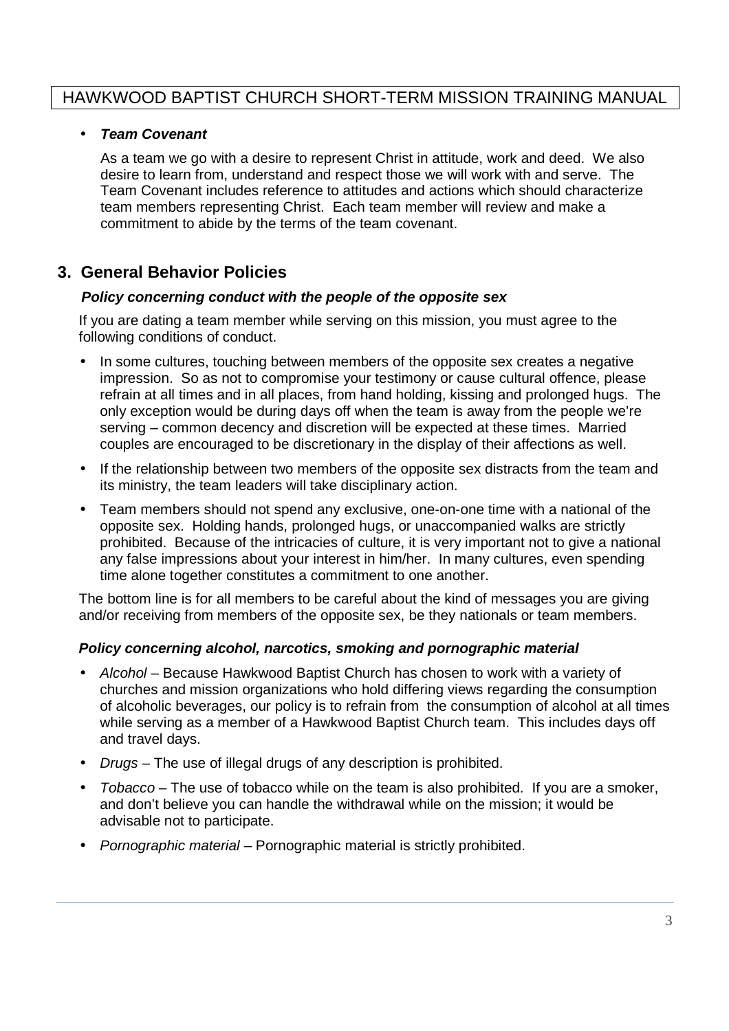- ***Team Covenant***

  As a team we go with a desire to represent Christ in attitude, work and deed. We also desire to learn from, understand and respect those we will work with and serve. The Team Covenant includes reference to attitudes and actions which should characterize team members representing Christ. Each team member will review and make a commitment to abide by the terms of the team covenant.

## 3. General Behavior Policies

***Policy concerning conduct with the people of the opposite sex***

If you are dating a team member while serving on this mission, you must agree to the following conditions of conduct.

- In some cultures, touching between members of the opposite sex creates a negative impression. So as not to compromise your testimony or cause cultural offence, please refrain at all times and in all places, from hand holding, kissing and prolonged hugs. The only exception would be during days off when the team is away from the people we're serving – common decency and discretion will be expected at these times. Married couples are encouraged to be discretionary in the display of their affections as well.
- If the relationship between two members of the opposite sex distracts from the team and its ministry, the team leaders will take disciplinary action.
- Team members should not spend any exclusive, one-on-one time with a national of the opposite sex. Holding hands, prolonged hugs, or unaccompanied walks are strictly prohibited. Because of the intricacies of culture, it is very important not to give a national any false impressions about your interest in him/her. In many cultures, even spending time alone together constitutes a commitment to one another.

The bottom line is for all members to be careful about the kind of messages you are giving and/or receiving from members of the opposite sex, be they nationals or team members.

***Policy concerning alcohol, narcotics, smoking and pornographic material***

- *Alcohol* – Because Hawkwood Baptist Church has chosen to work with a variety of churches and mission organizations who hold differing views regarding the consumption of alcoholic beverages, our policy is to refrain from the consumption of alcohol at all times while serving as a member of a Hawkwood Baptist Church team. This includes days off and travel days.
- *Drugs* – The use of illegal drugs of any description is prohibited.
- *Tobacco* – The use of tobacco while on the team is also prohibited. If you are a smoker, and don't believe you can handle the withdrawal while on the mission; it would be advisable not to participate.
- *Pornographic material* – Pornographic material is strictly prohibited.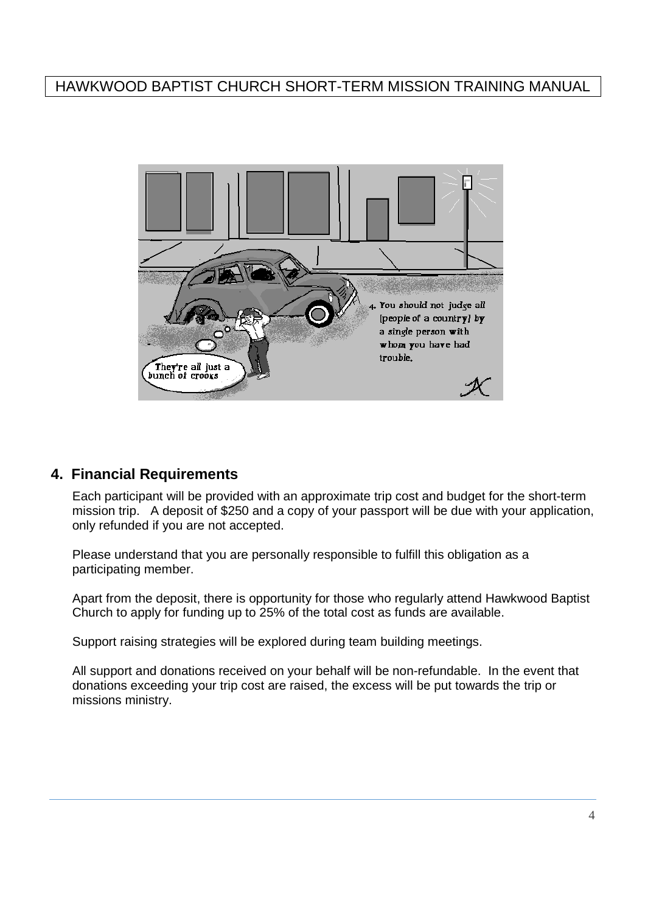## 4. Financial Requirements

Each participant will be provided with an approximate trip cost and budget for the short-term mission trip. A deposit of $250 and a copy of your passport will be due with your application, only refunded if you are not accepted.

Please understand that you are personally responsible to fulfill this obligation as a participating member.

Apart from the deposit, there is opportunity for those who regularly attend Hawkwood Baptist Church to apply for funding up to 25% of the total cost as funds are available.

Support raising strategies will be explored during team building meetings.

All support and donations received on your behalf will be non-refundable. In the event that donations exceeding your trip cost are raised, the excess will be put towards the trip or missions ministry.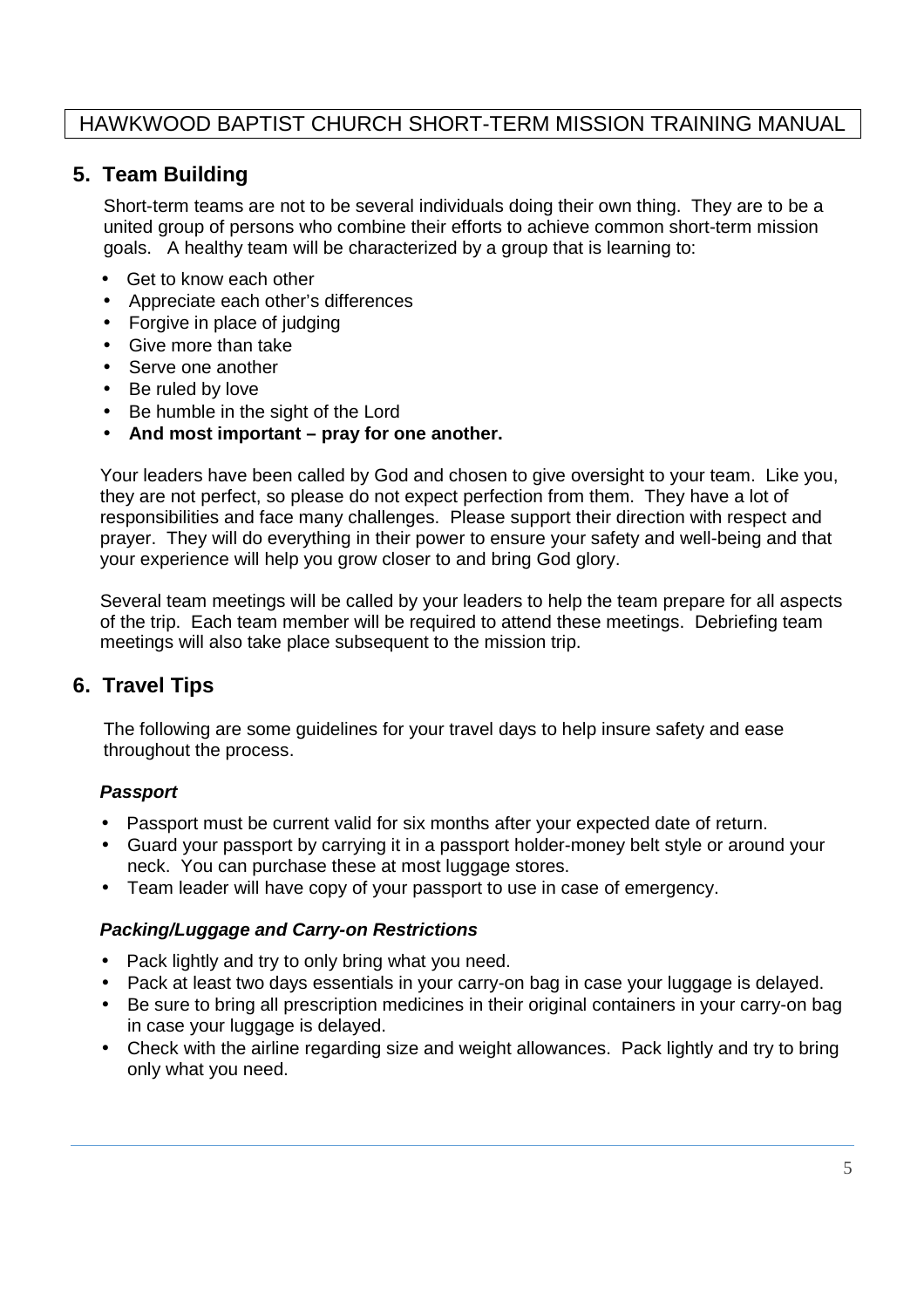## 5. Team Building

Short-term teams are not to be several individuals doing their own thing. They are to be a united group of persons who combine their efforts to achieve common short-term mission goals. A healthy team will be characterized by a group that is learning to:

- Get to know each other
- Appreciate each other's differences
- Forgive in place of judging
- Give more than take
- Serve one another
- Be ruled by love
- Be humble in the sight of the Lord
- **And most important – pray for one another.**

Your leaders have been called by God and chosen to give oversight to your team. Like you, they are not perfect, so please do not expect perfection from them. They have a lot of responsibilities and face many challenges. Please support their direction with respect and prayer. They will do everything in their power to ensure your safety and well-being and that your experience will help you grow closer to and bring God glory.

Several team meetings will be called by your leaders to help the team prepare for all aspects of the trip. Each team member will be required to attend these meetings. Debriefing team meetings will also take place subsequent to the mission trip.

## 6. Travel Tips

The following are some guidelines for your travel days to help insure safety and ease throughout the process.

***Passport***

- Passport must be current valid for six months after your expected date of return.
- Guard your passport by carrying it in a passport holder-money belt style or around your neck. You can purchase these at most luggage stores.
- Team leader will have copy of your passport to use in case of emergency.

***Packing/Luggage and Carry-on Restrictions***

- Pack lightly and try to only bring what you need.
- Pack at least two days essentials in your carry-on bag in case your luggage is delayed.
- Be sure to bring all prescription medicines in their original containers in your carry-on bag in case your luggage is delayed.
- Check with the airline regarding size and weight allowances. Pack lightly and try to bring only what you need.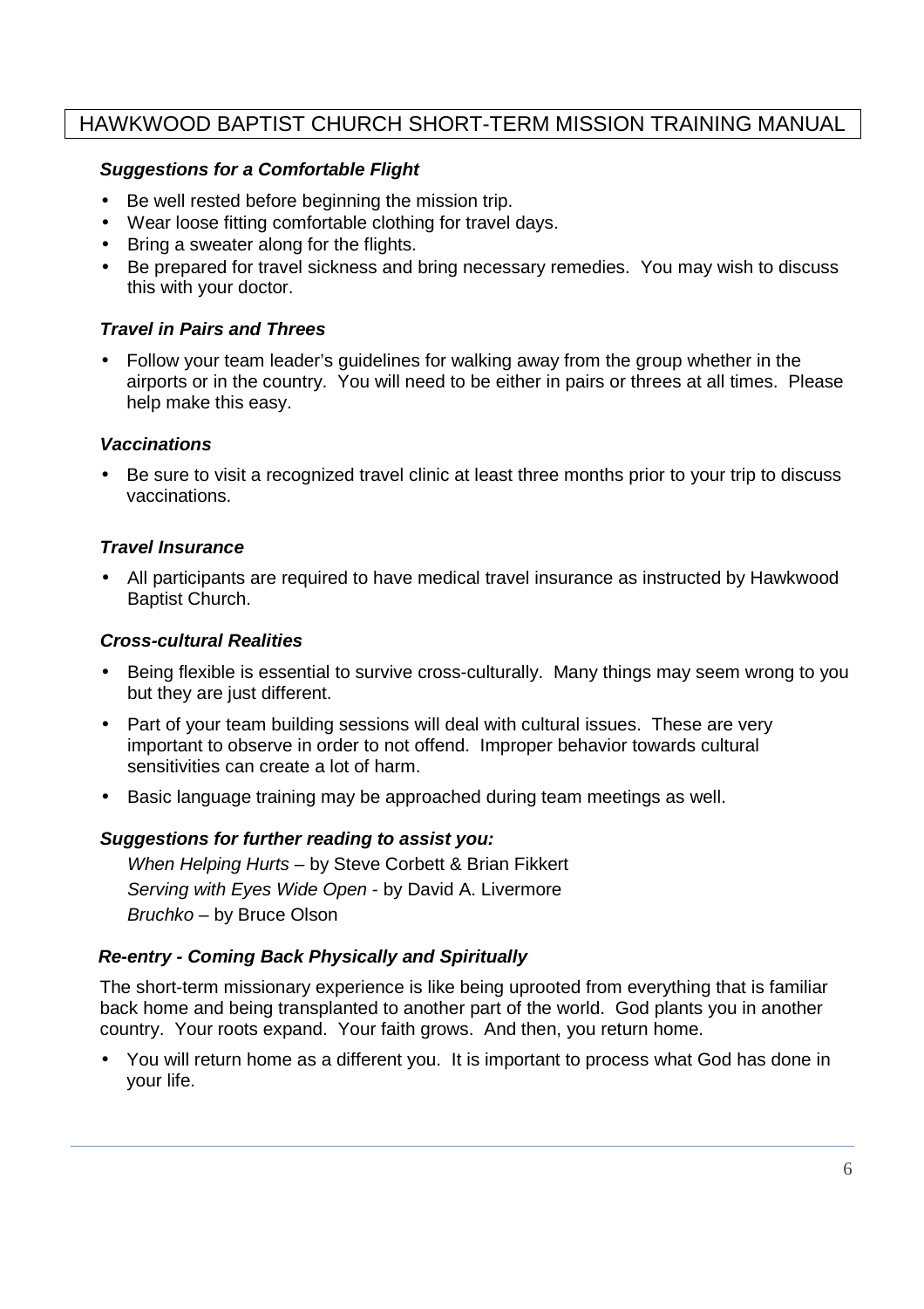***Suggestions for a Comfortable Flight***

- Be well rested before beginning the mission trip.
- Wear loose fitting comfortable clothing for travel days.
- Bring a sweater along for the flights.
- Be prepared for travel sickness and bring necessary remedies. You may wish to discuss this with your doctor.

***Travel in Pairs and Threes***

- Follow your team leader's guidelines for walking away from the group whether in the airports or in the country. You will need to be either in pairs or threes at all times. Please help make this easy.

***Vaccinations***

- Be sure to visit a recognized travel clinic at least three months prior to your trip to discuss vaccinations.

***Travel Insurance***

- All participants are required to have medical travel insurance as instructed by Hawkwood Baptist Church.

***Cross-cultural Realities***

- Being flexible is essential to survive cross-culturally. Many things may seem wrong to you but they are just different.
- Part of your team building sessions will deal with cultural issues. These are very important to observe in order to not offend. Improper behavior towards cultural sensitivities can create a lot of harm.
- Basic language training may be approached during team meetings as well.

***Suggestions for further reading to assist you:***

*When Helping Hurts* – by Steve Corbett & Brian Fikkert
*Serving with Eyes Wide Open* - by David A. Livermore
*Bruchko* – by Bruce Olson

***Re-entry - Coming Back Physically and Spiritually***

The short-term missionary experience is like being uprooted from everything that is familiar back home and being transplanted to another part of the world. God plants you in another country. Your roots expand. Your faith grows. And then, you return home.

- You will return home as a different you. It is important to process what God has done in your life.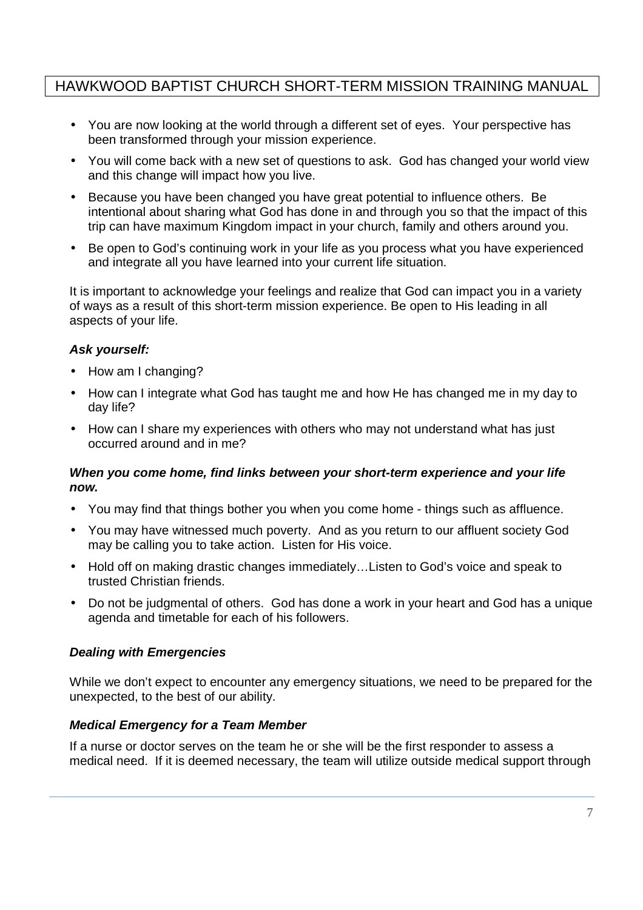- You are now looking at the world through a different set of eyes. Your perspective has been transformed through your mission experience.
- You will come back with a new set of questions to ask. God has changed your world view and this change will impact how you live.
- Because you have been changed you have great potential to influence others. Be intentional about sharing what God has done in and through you so that the impact of this trip can have maximum Kingdom impact in your church, family and others around you.
- Be open to God's continuing work in your life as you process what you have experienced and integrate all you have learned into your current life situation.

It is important to acknowledge your feelings and realize that God can impact you in a variety of ways as a result of this short-term mission experience. Be open to His leading in all aspects of your life.

***Ask yourself:***

- How am I changing?
- How can I integrate what God has taught me and how He has changed me in my day to day life?
- How can I share my experiences with others who may not understand what has just occurred around and in me?

***When you come home, find links between your short-term experience and your life now.***

- You may find that things bother you when you come home - things such as affluence.
- You may have witnessed much poverty. And as you return to our affluent society God may be calling you to take action. Listen for His voice.
- Hold off on making drastic changes immediately…Listen to God's voice and speak to trusted Christian friends.
- Do not be judgmental of others. God has done a work in your heart and God has a unique agenda and timetable for each of his followers.

***Dealing with Emergencies***

While we don't expect to encounter any emergency situations, we need to be prepared for the unexpected, to the best of our ability.

***Medical Emergency for a Team Member***

If a nurse or doctor serves on the team he or she will be the first responder to assess a medical need. If it is deemed necessary, the team will utilize outside medical support through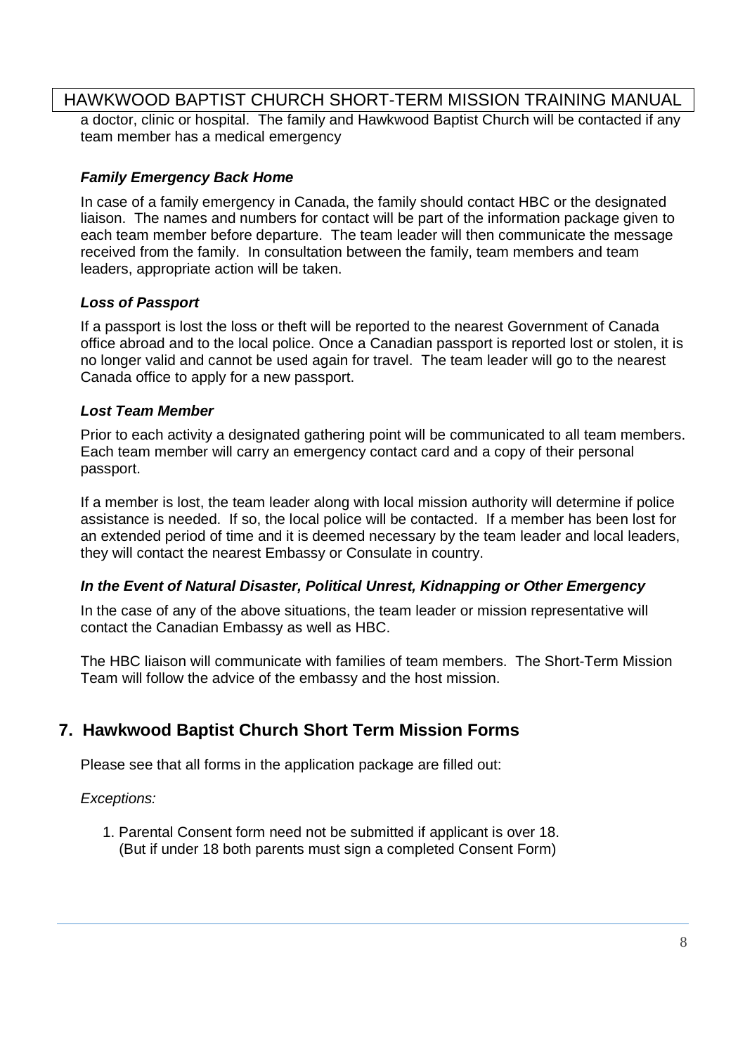a doctor, clinic or hospital. The family and Hawkwood Baptist Church will be contacted if any team member has a medical emergency

***Family Emergency Back Home***

In case of a family emergency in Canada, the family should contact HBC or the designated liaison. The names and numbers for contact will be part of the information package given to each team member before departure. The team leader will then communicate the message received from the family. In consultation between the family, team members and team leaders, appropriate action will be taken.

***Loss of Passport***

If a passport is lost the loss or theft will be reported to the nearest Government of Canada office abroad and to the local police. Once a Canadian passport is reported lost or stolen, it is no longer valid and cannot be used again for travel. The team leader will go to the nearest Canada office to apply for a new passport.

***Lost Team Member***

Prior to each activity a designated gathering point will be communicated to all team members. Each team member will carry an emergency contact card and a copy of their personal passport.

If a member is lost, the team leader along with local mission authority will determine if police assistance is needed. If so, the local police will be contacted. If a member has been lost for an extended period of time and it is deemed necessary by the team leader and local leaders, they will contact the nearest Embassy or Consulate in country.

***In the Event of Natural Disaster, Political Unrest, Kidnapping or Other Emergency***

In the case of any of the above situations, the team leader or mission representative will contact the Canadian Embassy as well as HBC.

The HBC liaison will communicate with families of team members. The Short-Term Mission Team will follow the advice of the embassy and the host mission.

## 7. Hawkwood Baptist Church Short Term Mission Forms

Please see that all forms in the application package are filled out:

*Exceptions:*

1. Parental Consent form need not be submitted if applicant is over 18. (But if under 18 both parents must sign a completed Consent Form)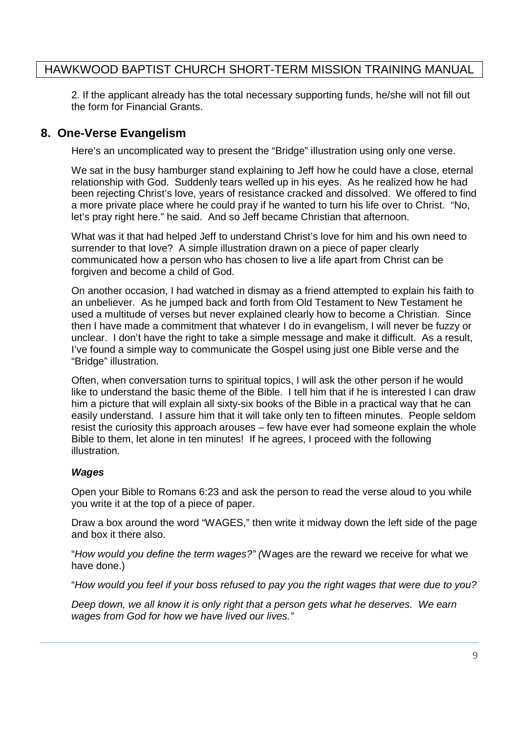2. If the applicant already has the total necessary supporting funds, he/she will not fill out the form for Financial Grants.

## 8. One-Verse Evangelism

Here's an uncomplicated way to present the "Bridge" illustration using only one verse.

We sat in the busy hamburger stand explaining to Jeff how he could have a close, eternal relationship with God. Suddenly tears welled up in his eyes. As he realized how he had been rejecting Christ's love, years of resistance cracked and dissolved. We offered to find a more private place where he could pray if he wanted to turn his life over to Christ. "No, let's pray right here." he said. And so Jeff became Christian that afternoon.

What was it that had helped Jeff to understand Christ's love for him and his own need to surrender to that love? A simple illustration drawn on a piece of paper clearly communicated how a person who has chosen to live a life apart from Christ can be forgiven and become a child of God.

On another occasion, I had watched in dismay as a friend attempted to explain his faith to an unbeliever. As he jumped back and forth from Old Testament to New Testament he used a multitude of verses but never explained clearly how to become a Christian. Since then I have made a commitment that whatever I do in evangelism, I will never be fuzzy or unclear. I don't have the right to take a simple message and make it difficult. As a result, I've found a simple way to communicate the Gospel using just one Bible verse and the "Bridge" illustration.

Often, when conversation turns to spiritual topics, I will ask the other person if he would like to understand the basic theme of the Bible. I tell him that if he is interested I can draw him a picture that will explain all sixty-six books of the Bible in a practical way that he can easily understand. I assure him that it will take only ten to fifteen minutes. People seldom resist the curiosity this approach arouses – few have ever had someone explain the whole Bible to them, let alone in ten minutes! If he agrees, I proceed with the following illustration.

***Wages***

Open your Bible to Romans 6:23 and ask the person to read the verse aloud to you while you write it at the top of a piece of paper.

Draw a box around the word "WAGES," then write it midway down the left side of the page and box it there also.

"*How would you define the term wages?" (*Wages are the reward we receive for what we have done.)

"*How would you feel if your boss refused to pay you the right wages that were due to you?*

*Deep down, we all know it is only right that a person gets what he deserves. We earn wages from God for how we have lived our lives."*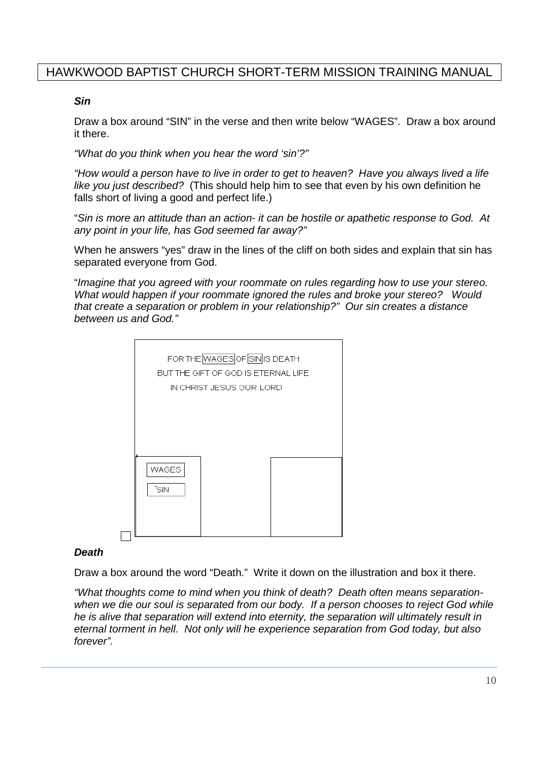### *Sin*

Draw a box around "SIN" in the verse and then write below "WAGES". Draw a box around it there.

*"What do you think when you hear the word 'sin'?"*

*"How would a person have to live in order to get to heaven? Have you always lived a life like you just described?* (This should help him to see that even by his own definition he falls short of living a good and perfect life.)

"*Sin is more an attitude than an action- it can be hostile or apathetic response to God. At any point in your life, has God seemed far away?"*

When he answers "yes" draw in the lines of the cliff on both sides and explain that sin has separated everyone from God.

"*Imagine that you agreed with your roommate on rules regarding how to use your stereo. What would happen if your roommate ignored the rules and broke your stereo? Would that create a separation or problem in your relationship?" Our sin creates a distance between us and God."*

FOR THE [WAGES] OF [SIN] IS DEATH
BUT THE GIFT OF GOD IS ETERNAL LIFE
IN CHRIST JESUS OUR LORD

[WAGES]
[SIN]

### *Death*

Draw a box around the word "Death." Write it down on the illustration and box it there.

*"What thoughts come to mind when you think of death? Death often means separation- when we die our soul is separated from our body. If a person chooses to reject God while he is alive that separation will extend into eternity, the separation will ultimately result in eternal torment in hell. Not only will he experience separation from God today, but also forever".*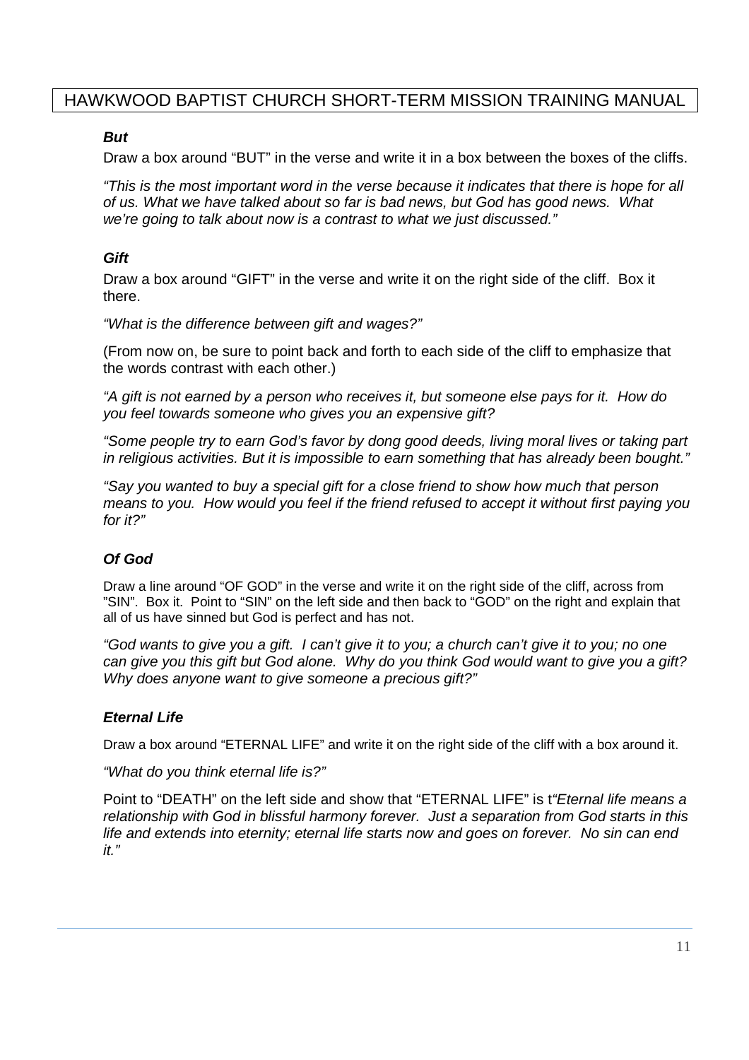### *But*

Draw a box around "BUT" in the verse and write it in a box between the boxes of the cliffs.

*"This is the most important word in the verse because it indicates that there is hope for all of us. What we have talked about so far is bad news, but God has good news. What we're going to talk about now is a contrast to what we just discussed."*

### *Gift*

Draw a box around "GIFT" in the verse and write it on the right side of the cliff. Box it there.

*"What is the difference between gift and wages?"*

(From now on, be sure to point back and forth to each side of the cliff to emphasize that the words contrast with each other.)

*"A gift is not earned by a person who receives it, but someone else pays for it. How do you feel towards someone who gives you an expensive gift?*

*"Some people try to earn God's favor by dong good deeds, living moral lives or taking part in religious activities. But it is impossible to earn something that has already been bought."*

*"Say you wanted to buy a special gift for a close friend to show how much that person means to you. How would you feel if the friend refused to accept it without first paying you for it?"*

### *Of God*

Draw a line around "OF GOD" in the verse and write it on the right side of the cliff, across from "SIN". Box it. Point to "SIN" on the left side and then back to "GOD" on the right and explain that all of us have sinned but God is perfect and has not.

*"God wants to give you a gift. I can't give it to you; a church can't give it to you; no one can give you this gift but God alone. Why do you think God would want to give you a gift? Why does anyone want to give someone a precious gift?"*

### *Eternal Life*

Draw a box around "ETERNAL LIFE" and write it on the right side of the cliff with a box around it.

*"What do you think eternal life is?"*

Point to "DEATH" on the left side and show that "ETERNAL LIFE" is t*"Eternal life means a relationship with God in blissful harmony forever. Just a separation from God starts in this life and extends into eternity; eternal life starts now and goes on forever. No sin can end it."*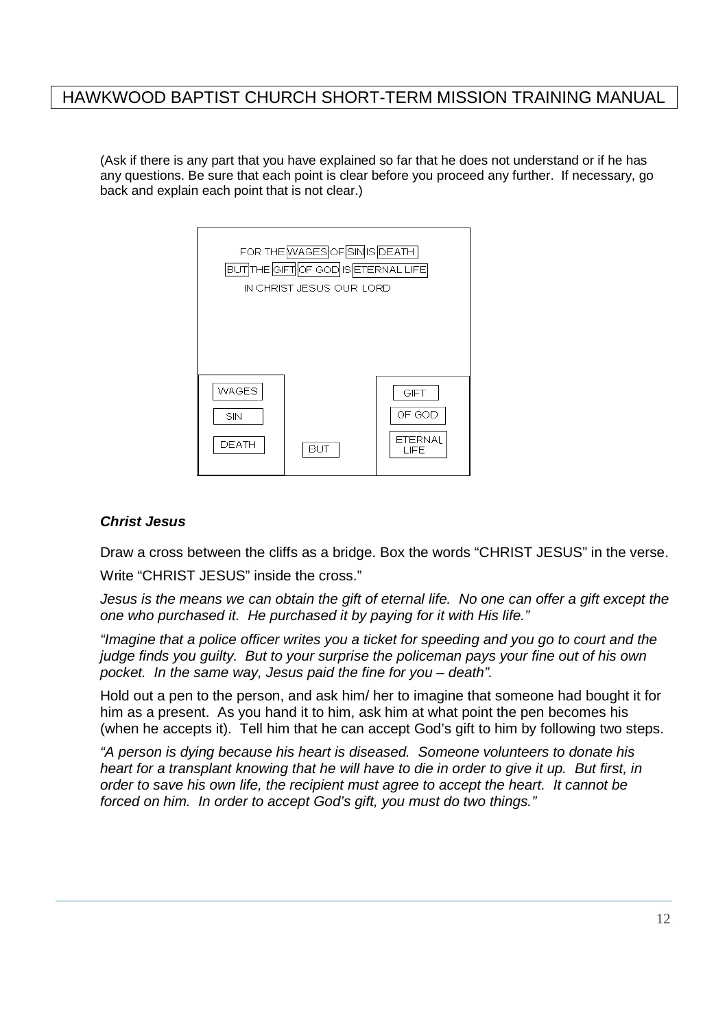(Ask if there is any part that you have explained so far that he does not understand or if he has any questions. Be sure that each point is clear before you proceed any further. If necessary, go back and explain each point that is not clear.)

FOR THE WAGES OF SIN IS DEATH
BUT THE GIFT OF GOD IS ETERNAL LIFE
IN CHRIST JESUS OUR LORD

WAGES
SIN
DEATH

BUT

GIFT
OF GOD
ETERNAL LIFE

### *Christ Jesus*

Draw a cross between the cliffs as a bridge. Box the words "CHRIST JESUS" in the verse.

Write "CHRIST JESUS" inside the cross."

*Jesus is the means we can obtain the gift of eternal life. No one can offer a gift except the one who purchased it. He purchased it by paying for it with His life."*

*"Imagine that a police officer writes you a ticket for speeding and you go to court and the judge finds you guilty. But to your surprise the policeman pays your fine out of his own pocket. In the same way, Jesus paid the fine for you – death".*

Hold out a pen to the person, and ask him/ her to imagine that someone had bought it for him as a present. As you hand it to him, ask him at what point the pen becomes his (when he accepts it). Tell him that he can accept God's gift to him by following two steps.

*"A person is dying because his heart is diseased. Someone volunteers to donate his heart for a transplant knowing that he will have to die in order to give it up. But first, in order to save his own life, the recipient must agree to accept the heart. It cannot be forced on him. In order to accept God's gift, you must do two things."*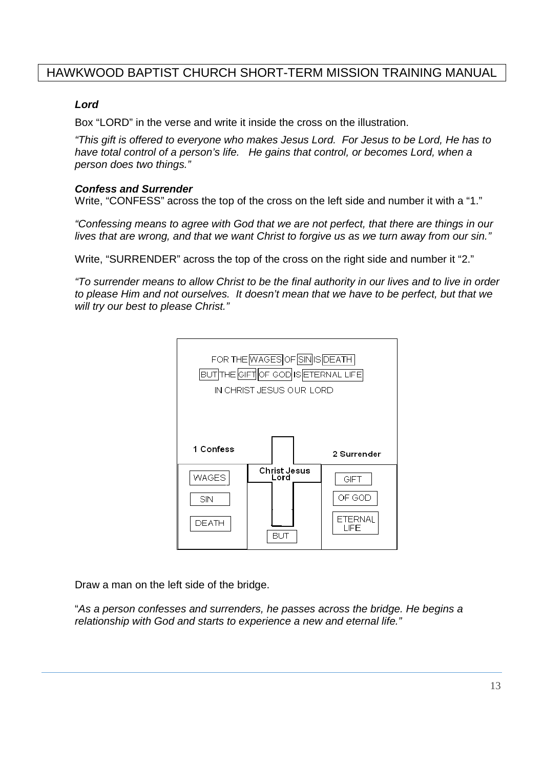***Lord***

Box "LORD" in the verse and write it inside the cross on the illustration.

*"This gift is offered to everyone who makes Jesus Lord. For Jesus to be Lord, He has to have total control of a person's life. He gains that control, or becomes Lord, when a person does two things."*

***Confess and Surrender***

Write, "CONFESS" across the top of the cross on the left side and number it with a "1."

*"Confessing means to agree with God that we are not perfect, that there are things in our lives that are wrong, and that we want Christ to forgive us as we turn away from our sin."*

Write, "SURRENDER" across the top of the cross on the right side and number it "2."

*"To surrender means to allow Christ to be the final authority in our lives and to live in order to please Him and not ourselves. It doesn't mean that we have to be perfect, but that we will try our best to please Christ."*

FOR THE WAGES OF SIN IS DEATH
BUT THE GIFT OF GOD IS ETERNAL LIFE
IN CHRIST JESUS OUR LORD

1 Confess — WAGES, SIN, DEATH

Christ Jesus Lord — BUT

2 Surrender — GIFT, OF GOD, ETERNAL LIFE

Draw a man on the left side of the bridge.

"*As a person confesses and surrenders, he passes across the bridge. He begins a relationship with God and starts to experience a new and eternal life."*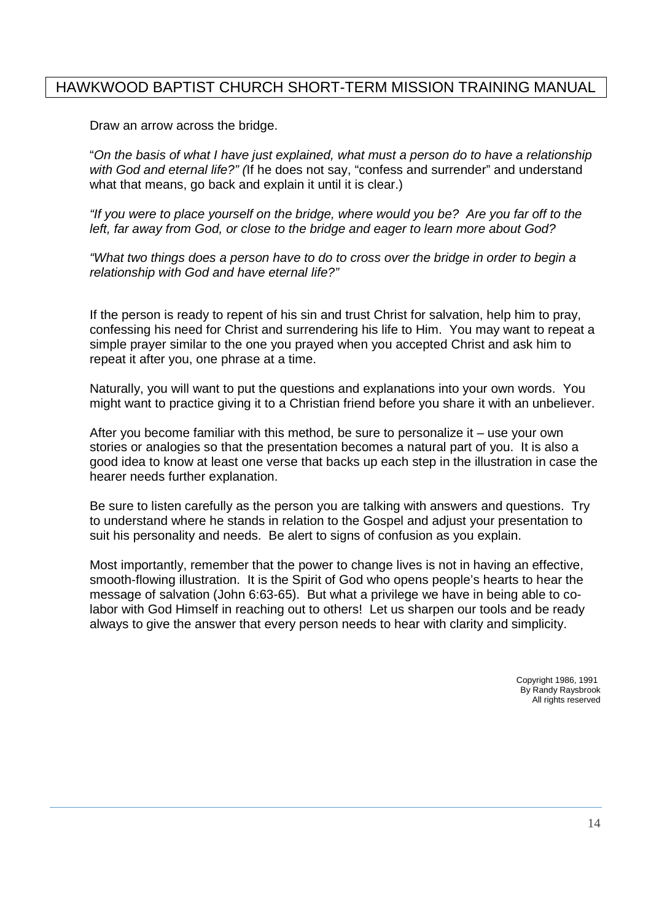Draw an arrow across the bridge.

"*On the basis of what I have just explained, what must a person do to have a relationship with God and eternal life?" (*If he does not say, "confess and surrender" and understand what that means, go back and explain it until it is clear.)

*"If you were to place yourself on the bridge, where would you be? Are you far off to the left, far away from God, or close to the bridge and eager to learn more about God?*

*"What two things does a person have to do to cross over the bridge in order to begin a relationship with God and have eternal life?"*

If the person is ready to repent of his sin and trust Christ for salvation, help him to pray, confessing his need for Christ and surrendering his life to Him. You may want to repeat a simple prayer similar to the one you prayed when you accepted Christ and ask him to repeat it after you, one phrase at a time.

Naturally, you will want to put the questions and explanations into your own words. You might want to practice giving it to a Christian friend before you share it with an unbeliever.

After you become familiar with this method, be sure to personalize it – use your own stories or analogies so that the presentation becomes a natural part of you. It is also a good idea to know at least one verse that backs up each step in the illustration in case the hearer needs further explanation.

Be sure to listen carefully as the person you are talking with answers and questions. Try to understand where he stands in relation to the Gospel and adjust your presentation to suit his personality and needs. Be alert to signs of confusion as you explain.

Most importantly, remember that the power to change lives is not in having an effective, smooth-flowing illustration. It is the Spirit of God who opens people's hearts to hear the message of salvation (John 6:63-65). But what a privilege we have in being able to co-labor with God Himself in reaching out to others! Let us sharpen our tools and be ready always to give the answer that every person needs to hear with clarity and simplicity.

Copyright 1986, 1991
By Randy Raysbrook
All rights reserved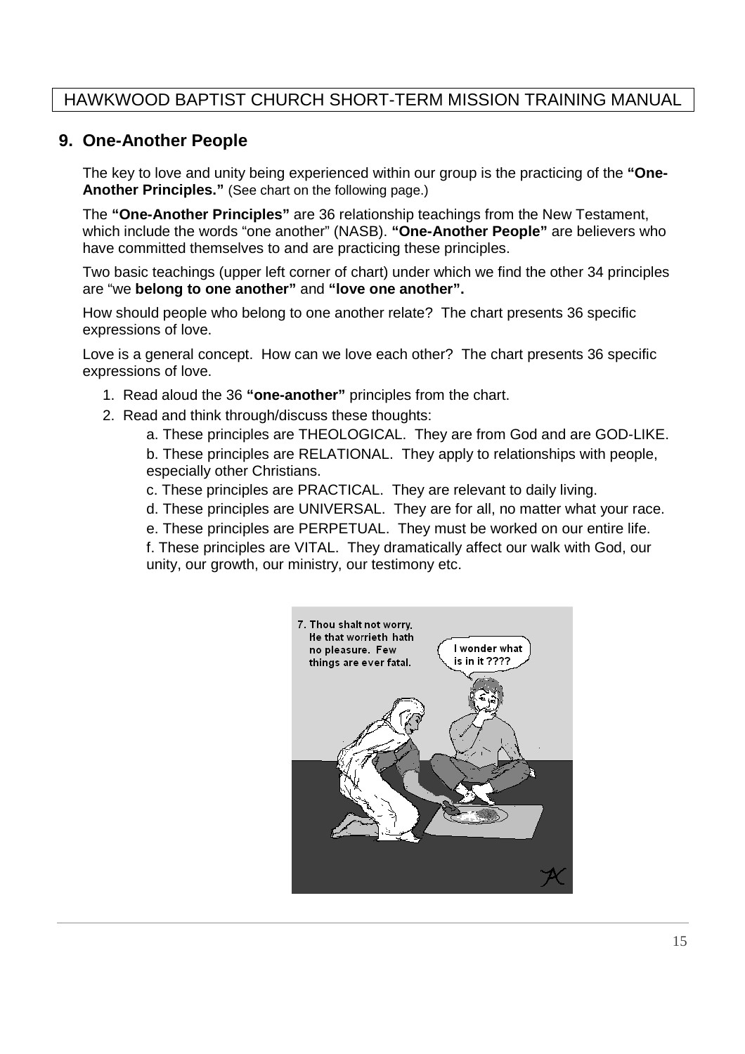## 9. One-Another People

The key to love and unity being experienced within our group is the practicing of the **"One-Another Principles."** (See chart on the following page.)

The **"One-Another Principles"** are 36 relationship teachings from the New Testament, which include the words "one another" (NASB). **"One-Another People"** are believers who have committed themselves to and are practicing these principles.

Two basic teachings (upper left corner of chart) under which we find the other 34 principles are "we **belong to one another"** and **"love one another".**

How should people who belong to one another relate? The chart presents 36 specific expressions of love.

Love is a general concept. How can we love each other? The chart presents 36 specific expressions of love.

1. Read aloud the 36 **"one-another"** principles from the chart.
2. Read and think through/discuss these thoughts:
   - a. These principles are THEOLOGICAL. They are from God and are GOD-LIKE.
   - b. These principles are RELATIONAL. They apply to relationships with people, especially other Christians.
   - c. These principles are PRACTICAL. They are relevant to daily living.
   - d. These principles are UNIVERSAL. They are for all, no matter what your race.
   - e. These principles are PERPETUAL. They must be worked on our entire life.
   - f. These principles are VITAL. They dramatically affect our walk with God, our unity, our growth, our ministry, our testimony etc.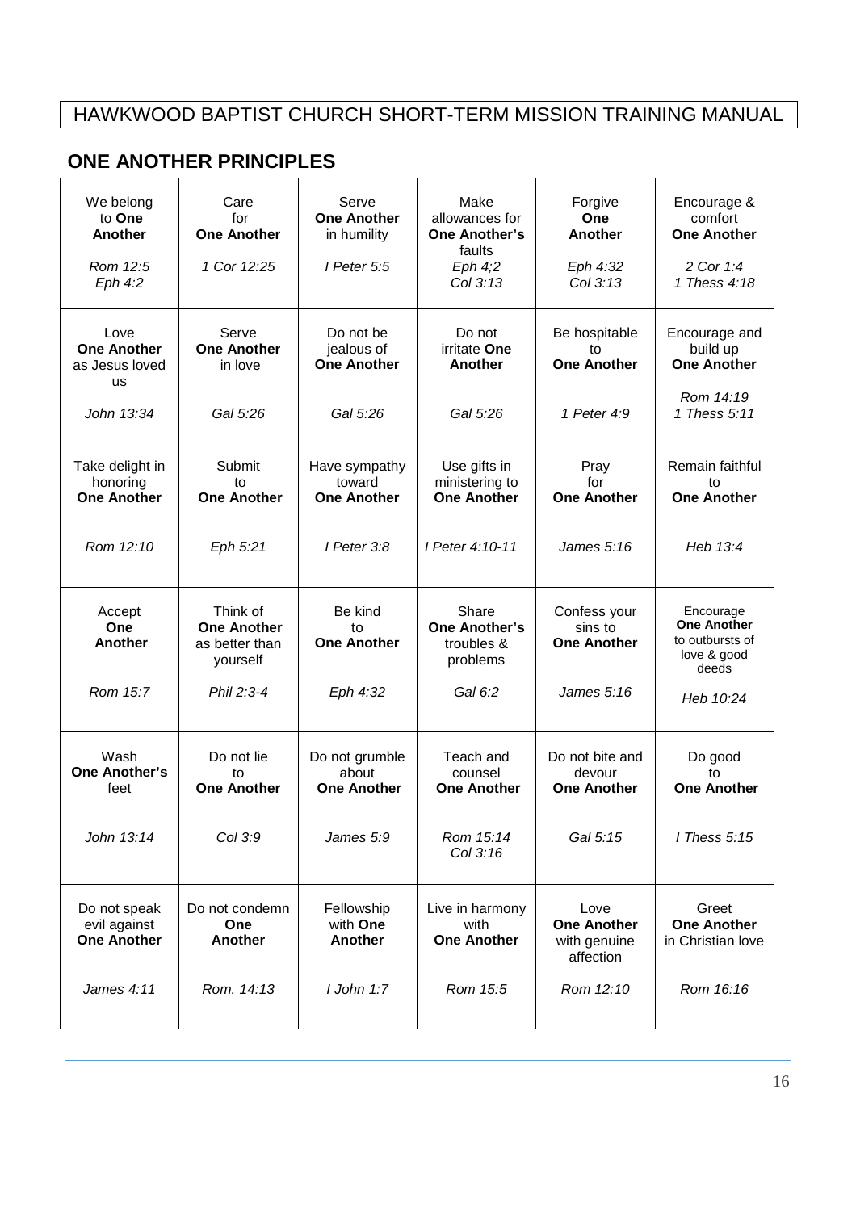## ONE ANOTHER PRINCIPLES

| | | | | | |
|---|---|---|---|---|---|
| We belong to **One Another** *Rom 12:5 Eph 4:2* | Care for **One Another** *1 Cor 12:25* | Serve **One Another** in humility *I Peter 5:5* | Make allowances for **One Another's** faults *Eph 4;2 Col 3:13* | Forgive **One Another** *Eph 4:32 Col 3:13* | Encourage & comfort **One Another** *2 Cor 1:4 1 Thess 4:18* |
| Love **One Another** as Jesus loved us *John 13:34* | Serve **One Another** in love *Gal 5:26* | Do not be jealous of **One Another** *Gal 5:26* | Do not irritate **One Another** *Gal 5:26* | Be hospitable to **One Another** *1 Peter 4:9* | Encourage and build up **One Another** *Rom 14:19 1 Thess 5:11* |
| Take delight in honoring **One Another** *Rom 12:10* | Submit to **One Another** *Eph 5:21* | Have sympathy toward **One Another** *I Peter 3:8* | Use gifts in ministering to **One Another** *I Peter 4:10-11* | Pray for **One Another** *James 5:16* | Remain faithful to **One Another** *Heb 13:4* |
| Accept **One Another** *Rom 15:7* | Think of **One Another** as better than yourself *Phil 2:3-4* | Be kind to **One Another** *Eph 4:32* | Share **One Another's** troubles & problems *Gal 6:2* | Confess your sins to **One Another** *James 5:16* | Encourage **One Another** to outbursts of love & good deeds *Heb 10:24* |
| Wash **One Another's** feet *John 13:14* | Do not lie to **One Another** *Col 3:9* | Do not grumble about **One Another** *James 5:9* | Teach and counsel **One Another** *Rom 15:14 Col 3:16* | Do not bite and devour **One Another** *Gal 5:15* | Do good to **One Another** *I Thess 5:15* |
| Do not speak evil against **One Another** *James 4:11* | Do not condemn **One Another** *Rom. 14:13* | Fellowship with **One Another** *I John 1:7* | Live in harmony with **One Another** *Rom 15:5* | Love **One Another** with genuine affection *Rom 12:10* | Greet **One Another** in Christian love *Rom 16:16* |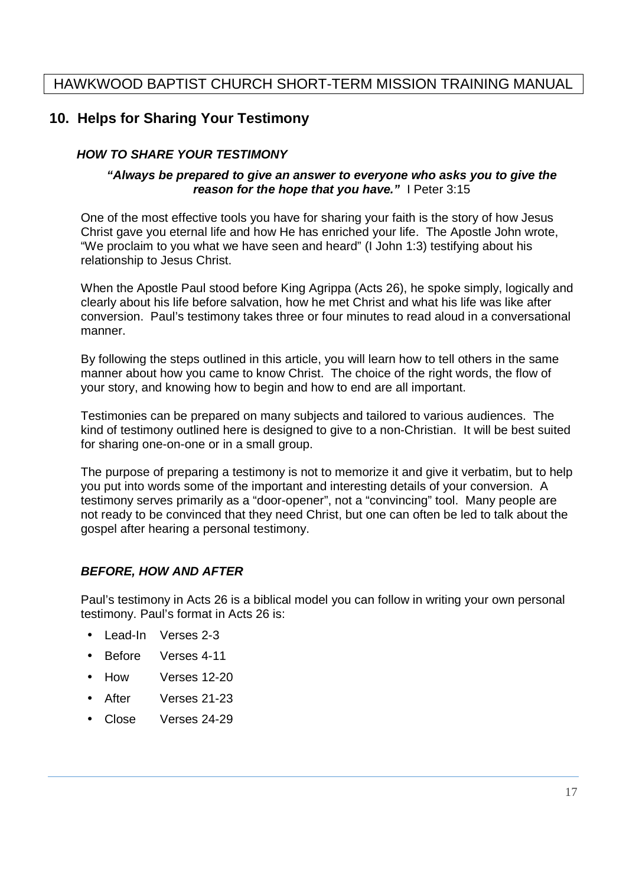## 10. Helps for Sharing Your Testimony

### *HOW TO SHARE YOUR TESTIMONY*

***"Always be prepared to give an answer to everyone who asks you to give the reason for the hope that you have."*** I Peter 3:15

One of the most effective tools you have for sharing your faith is the story of how Jesus Christ gave you eternal life and how He has enriched your life. The Apostle John wrote, "We proclaim to you what we have seen and heard" (I John 1:3) testifying about his relationship to Jesus Christ.

When the Apostle Paul stood before King Agrippa (Acts 26), he spoke simply, logically and clearly about his life before salvation, how he met Christ and what his life was like after conversion. Paul's testimony takes three or four minutes to read aloud in a conversational manner.

By following the steps outlined in this article, you will learn how to tell others in the same manner about how you came to know Christ. The choice of the right words, the flow of your story, and knowing how to begin and how to end are all important.

Testimonies can be prepared on many subjects and tailored to various audiences. The kind of testimony outlined here is designed to give to a non-Christian. It will be best suited for sharing one-on-one or in a small group.

The purpose of preparing a testimony is not to memorize it and give it verbatim, but to help you put into words some of the important and interesting details of your conversion. A testimony serves primarily as a "door-opener", not a "convincing" tool. Many people are not ready to be convinced that they need Christ, but one can often be led to talk about the gospel after hearing a personal testimony.

### *BEFORE, HOW AND AFTER*

Paul's testimony in Acts 26 is a biblical model you can follow in writing your own personal testimony. Paul's format in Acts 26 is:

- Lead-In Verses 2-3
- Before Verses 4-11
- How Verses 12-20
- After Verses 21-23
- Close Verses 24-29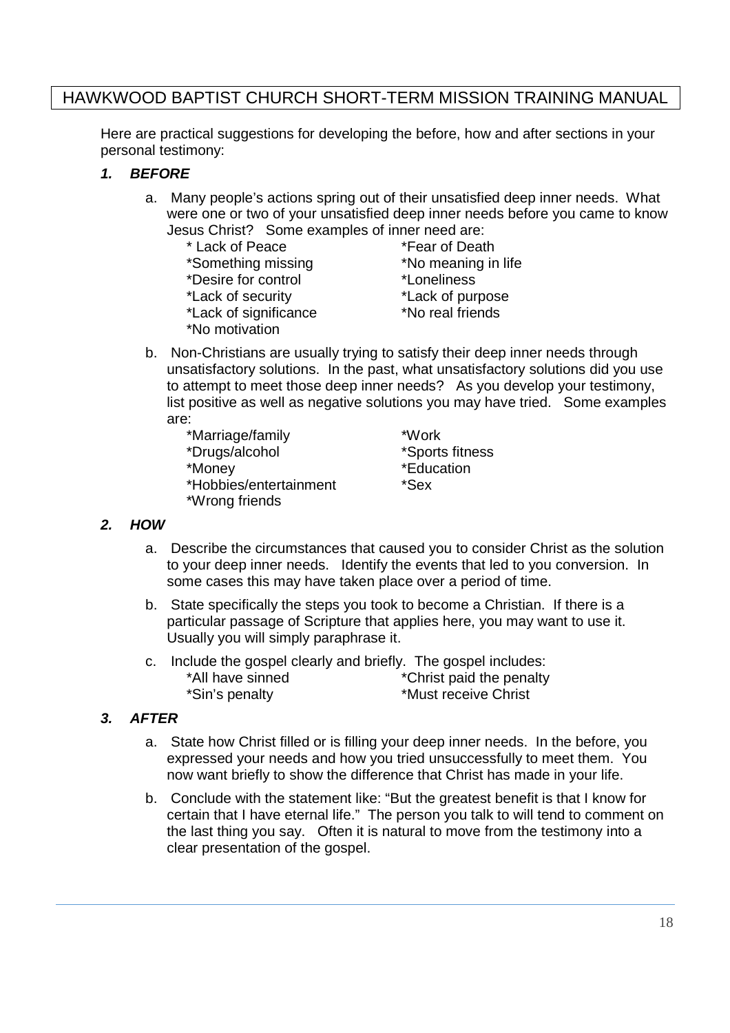Here are practical suggestions for developing the before, how and after sections in your personal testimony:

### ***1. BEFORE***

a. Many people's actions spring out of their unsatisfied deep inner needs. What were one or two of your unsatisfied deep inner needs before you came to know Jesus Christ? Some examples of inner need are:

* Lack of Peace
* Fear of Death
* Something missing
* No meaning in life
* Desire for control
* Loneliness
* Lack of security
* Lack of purpose
* Lack of significance
* No real friends
* No motivation

b. Non-Christians are usually trying to satisfy their deep inner needs through unsatisfactory solutions. In the past, what unsatisfactory solutions did you use to attempt to meet those deep inner needs? As you develop your testimony, list positive as well as negative solutions you may have tried. Some examples are:

* Marriage/family
* Work
* Drugs/alcohol
* Sports fitness
* Money
* Education
* Hobbies/entertainment
* Sex
* Wrong friends

### ***2. HOW***

a. Describe the circumstances that caused you to consider Christ as the solution to your deep inner needs. Identify the events that led to you conversion. In some cases this may have taken place over a period of time.

b. State specifically the steps you took to become a Christian. If there is a particular passage of Scripture that applies here, you may want to use it. Usually you will simply paraphrase it.

c. Include the gospel clearly and briefly. The gospel includes:

* All have sinned
* Christ paid the penalty
* Sin's penalty
* Must receive Christ

### ***3. AFTER***

a. State how Christ filled or is filling your deep inner needs. In the before, you expressed your needs and how you tried unsuccessfully to meet them. You now want briefly to show the difference that Christ has made in your life.

b. Conclude with the statement like: "But the greatest benefit is that I know for certain that I have eternal life." The person you talk to will tend to comment on the last thing you say. Often it is natural to move from the testimony into a clear presentation of the gospel.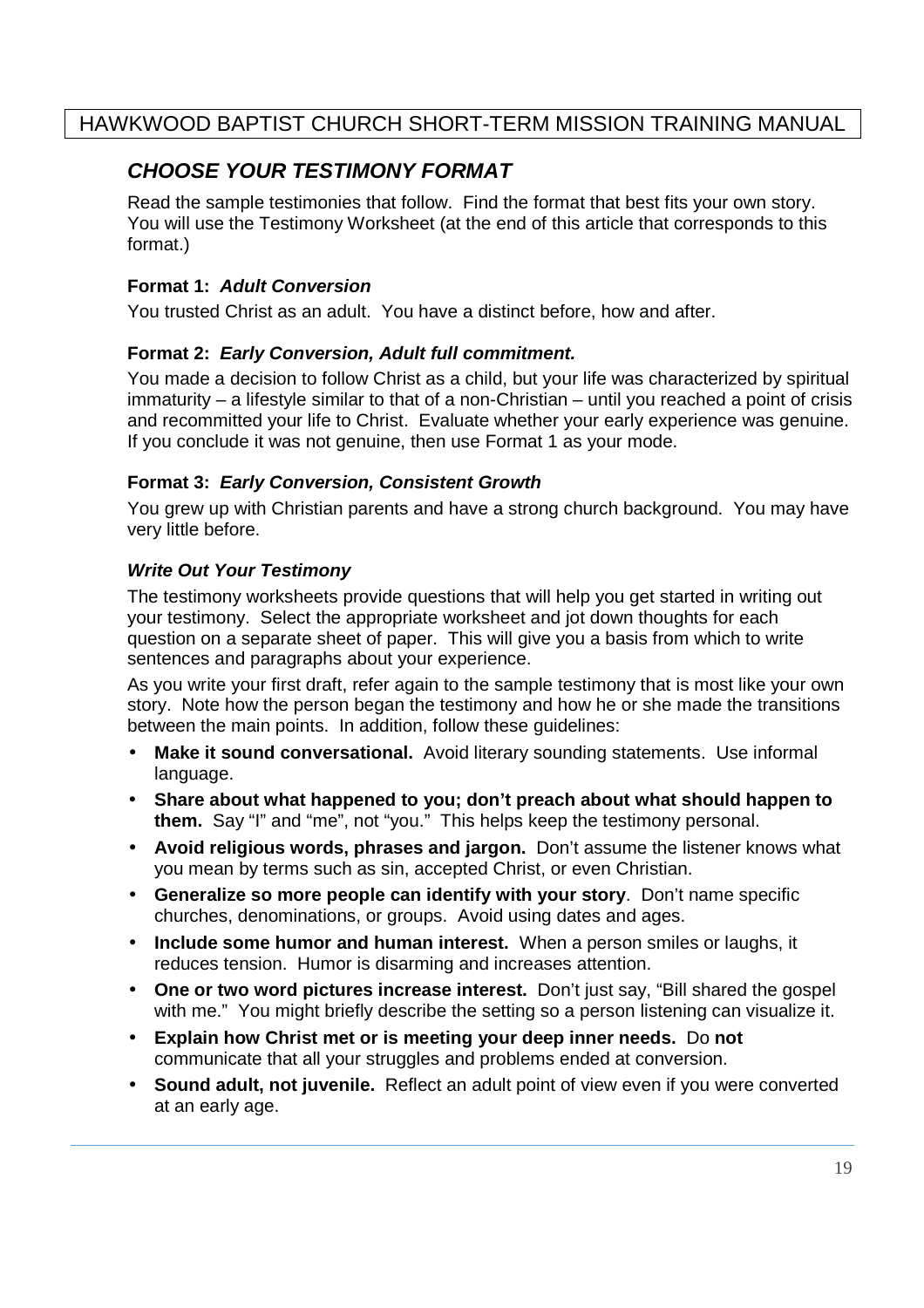## *CHOOSE YOUR TESTIMONY FORMAT*

Read the sample testimonies that follow. Find the format that best fits your own story. You will use the Testimony Worksheet (at the end of this article that corresponds to this format.)

### Format 1: *Adult Conversion*

You trusted Christ as an adult. You have a distinct before, how and after.

### Format 2: *Early Conversion, Adult full commitment.*

You made a decision to follow Christ as a child, but your life was characterized by spiritual immaturity – a lifestyle similar to that of a non-Christian – until you reached a point of crisis and recommitted your life to Christ. Evaluate whether your early experience was genuine. If you conclude it was not genuine, then use Format 1 as your mode.

### Format 3: *Early Conversion, Consistent Growth*

You grew up with Christian parents and have a strong church background. You may have very little before.

### *Write Out Your Testimony*

The testimony worksheets provide questions that will help you get started in writing out your testimony. Select the appropriate worksheet and jot down thoughts for each question on a separate sheet of paper. This will give you a basis from which to write sentences and paragraphs about your experience.

As you write your first draft, refer again to the sample testimony that is most like your own story. Note how the person began the testimony and how he or she made the transitions between the main points. In addition, follow these guidelines:

- **Make it sound conversational.** Avoid literary sounding statements. Use informal language.
- **Share about what happened to you; don't preach about what should happen to them.** Say "I" and "me", not "you." This helps keep the testimony personal.
- **Avoid religious words, phrases and jargon.** Don't assume the listener knows what you mean by terms such as sin, accepted Christ, or even Christian.
- **Generalize so more people can identify with your story**. Don't name specific churches, denominations, or groups. Avoid using dates and ages.
- **Include some humor and human interest.** When a person smiles or laughs, it reduces tension. Humor is disarming and increases attention.
- **One or two word pictures increase interest.** Don't just say, "Bill shared the gospel with me." You might briefly describe the setting so a person listening can visualize it.
- **Explain how Christ met or is meeting your deep inner needs.** Do **not** communicate that all your struggles and problems ended at conversion.
- **Sound adult, not juvenile.** Reflect an adult point of view even if you were converted at an early age.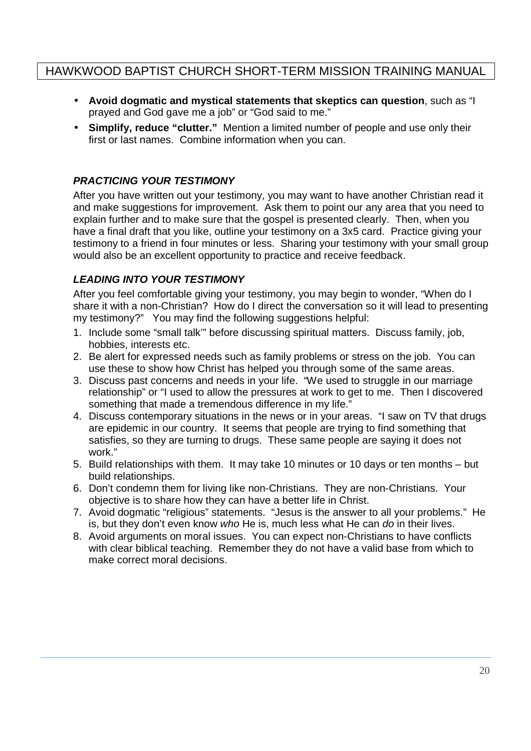- **Avoid dogmatic and mystical statements that skeptics can question**, such as "I prayed and God gave me a job" or "God said to me."
- **Simplify, reduce "clutter."** Mention a limited number of people and use only their first or last names. Combine information when you can.

### *PRACTICING YOUR TESTIMONY*

After you have written out your testimony, you may want to have another Christian read it and make suggestions for improvement. Ask them to point our any area that you need to explain further and to make sure that the gospel is presented clearly. Then, when you have a final draft that you like, outline your testimony on a 3x5 card. Practice giving your testimony to a friend in four minutes or less. Sharing your testimony with your small group would also be an excellent opportunity to practice and receive feedback.

### *LEADING INTO YOUR TESTIMONY*

After you feel comfortable giving your testimony, you may begin to wonder, "When do I share it with a non-Christian? How do I direct the conversation so it will lead to presenting my testimony?" You may find the following suggestions helpful:

1. Include some "small talk'" before discussing spiritual matters. Discuss family, job, hobbies, interests etc.
2. Be alert for expressed needs such as family problems or stress on the job. You can use these to show how Christ has helped you through some of the same areas.
3. Discuss past concerns and needs in your life. "We used to struggle in our marriage relationship" or "I used to allow the pressures at work to get to me. Then I discovered something that made a tremendous difference in my life."
4. Discuss contemporary situations in the news or in your areas. "I saw on TV that drugs are epidemic in our country. It seems that people are trying to find something that satisfies, so they are turning to drugs. These same people are saying it does not work."
5. Build relationships with them. It may take 10 minutes or 10 days or ten months – but build relationships.
6. Don't condemn them for living like non-Christians. They are non-Christians. Your objective is to share how they can have a better life in Christ.
7. Avoid dogmatic "religious" statements. "Jesus is the answer to all your problems." He is, but they don't even know *who* He is, much less what He can *do* in their lives.
8. Avoid arguments on moral issues. You can expect non-Christians to have conflicts with clear biblical teaching. Remember they do not have a valid base from which to make correct moral decisions.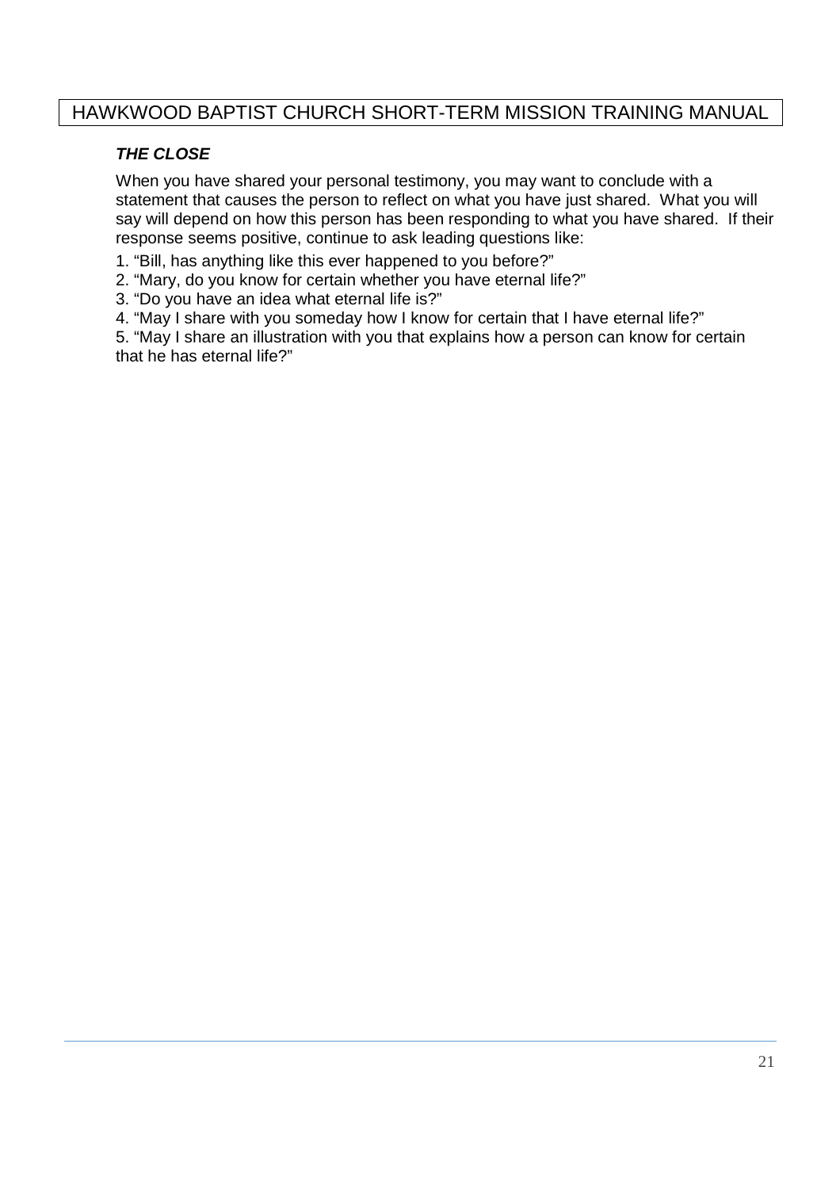### ***THE CLOSE***

When you have shared your personal testimony, you may want to conclude with a statement that causes the person to reflect on what you have just shared. What you will say will depend on how this person has been responding to what you have shared. If their response seems positive, continue to ask leading questions like:

1. "Bill, has anything like this ever happened to you before?"
2. "Mary, do you know for certain whether you have eternal life?"
3. "Do you have an idea what eternal life is?"
4. "May I share with you someday how I know for certain that I have eternal life?"
5. "May I share an illustration with you that explains how a person can know for certain that he has eternal life?"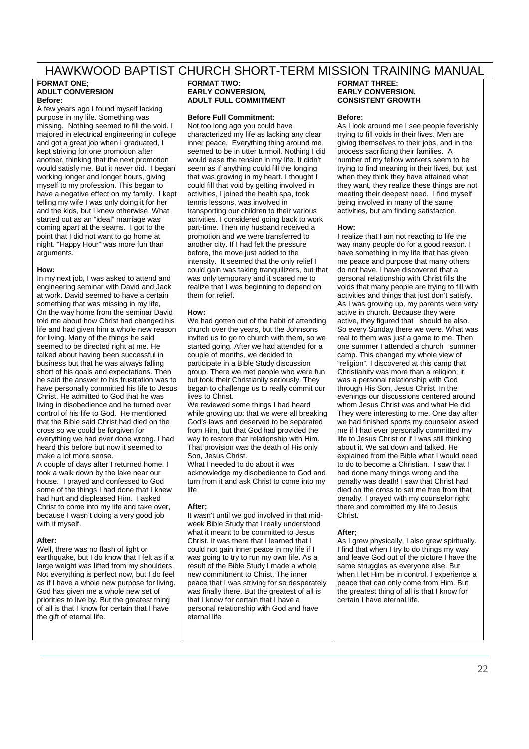# HAWKWOOD BAPTIST CHURCH SHORT-TERM MISSION TRAINING MANUAL

## FORMAT ONE; ADULT CONVERSION

**Before:**

A few years ago I found myself lacking purpose in my life. Something was missing. Nothing seemed to fill the void. I majored in electrical engineering in college and got a great job when I graduated, I kept striving for one promotion after another, thinking that the next promotion would satisfy me. But it never did. I began working longer and longer hours, giving myself to my profession. This began to have a negative effect on my family. I kept telling my wife I was only doing it for her and the kids, but I knew otherwise. What started out as an "ideal" marriage was coming apart at the seams. I got to the point that I did not want to go home at night. "Happy Hour" was more fun than arguments.

**How:**

In my next job, I was asked to attend and engineering seminar with David and Jack at work. David seemed to have a certain something that was missing in my life, On the way home from the seminar David told me about how Christ had changed his life and had given him a whole new reason for living. Many of the things he said seemed to be directed right at me. He talked about having been successful in business but that he was always falling short of his goals and expectations. Then he said the answer to his frustration was to have personally committed his life to Jesus Christ. He admitted to God that he was living in disobedience and he turned over control of his life to God. He mentioned that the Bible said Christ had died on the cross so we could be forgiven for everything we had ever done wrong. I had heard this before but now it seemed to make a lot more sense.

A couple of days after I returned home. I took a walk down by the lake near our house. I prayed and confessed to God some of the things I had done that I knew had hurt and displeased Him. I asked Christ to come into my life and take over, because I wasn't doing a very good job with it myself.

**After:**

Well, there was no flash of light or earthquake, but I do know that I felt as if a large weight was lifted from my shoulders. Not everything is perfect now, but I do feel as if I have a whole new purpose for living. God has given me a whole new set of priorities to live by. But the greatest thing of all is that I know for certain that I have the gift of eternal life.

## FORMAT TWO: EARLY CONVERSION, ADULT FULL COMMITMENT

**Before Full Commitment:**

Not too long ago you could have characterized my life as lacking any clear inner peace. Everything thing around me seemed to be in utter turmoil. Nothing I did would ease the tension in my life. It didn't seem as if anything could fill the longing that was growing in my heart. I thought I could fill that void by getting involved in activities, I joined the health spa, took tennis lessons, was involved in transporting our children to their various activities. I considered going back to work part-time. Then my husband received a promotion and we were transferred to another city. If I had felt the pressure before, the move just added to the intensity. It seemed that the only relief I could gain was taking tranquilizers, but that was only temporary and it scared me to realize that I was beginning to depend on them for relief.

**How:**

We had gotten out of the habit of attending church over the years, but the Johnsons invited us to go to church with them, so we started going. After we had attended for a couple of months, we decided to participate in a Bible Study discussion group. There we met people who were fun but took their Christianity seriously. They began to challenge us to really commit our lives to Christ.

We reviewed some things I had heard while growing up: that we were all breaking God's laws and deserved to be separated from Him, but that God had provided the way to restore that relationship with Him. That provision was the death of His only Son, Jesus Christ.

What I needed to do about it was acknowledge my disobedience to God and turn from it and ask Christ to come into my life

**After;**

It wasn't until we god involved in that mid-week Bible Study that I really understood what it meant to be committed to Jesus Christ. It was there that I learned that I could not gain inner peace in my life if I was going to try to run my own life. As a result of the Bible Study I made a whole new commitment to Christ. The inner peace that I was striving for so desperately was finally there. But the greatest of all is that I know for certain that I have a personal relationship with God and have eternal life

## FORMAT THREE: EARLY CONVERSION. CONSISTENT GROWTH

**Before:**

As I look around me I see people feverishly trying to fill voids in their lives. Men are giving themselves to their jobs, and in the process sacrificing their families. A number of my fellow workers seem to be trying to find meaning in their lives, but just when they think they have attained what they want, they realize these things are not meeting their deepest need. I find myself being involved in many of the same activities, but am finding satisfaction.

**How:**

I realize that I am not reacting to life the way many people do for a good reason. I have something in my life that has given me peace and purpose that many others do not have. I have discovered that a personal relationship with Christ fills the voids that many people are trying to fill with activities and things that just don't satisfy. As I was growing up, my parents were very active in church. Because they were active, they figured that should be also. So every Sunday there we were. What was real to them was just a game to me. Then one summer I attended a church summer camp. This changed my whole view of "religion". I discovered at this camp that Christianity was more than a religion; it was a personal relationship with God through His Son, Jesus Christ. In the evenings our discussions centered around whom Jesus Christ was and what He did. They were interesting to me. One day after we had finished sports my counselor asked me if I had ever personally committed my life to Jesus Christ or if I was still thinking about it. We sat down and talked. He explained from the Bible what I would need to do to become a Christian. I saw that I had done many things wrong and the penalty was death! I saw that Christ had died on the cross to set me free from that penalty. I prayed with my counselor right there and committed my life to Jesus Christ.

**After;**

As I grew physically, I also grew spiritually. I find that when I try to do things my way and leave God out of the picture I have the same struggles as everyone else. But when I let Him be in control. I experience a peace that can only come from Him. But the greatest thing of all is that I know for certain I have eternal life.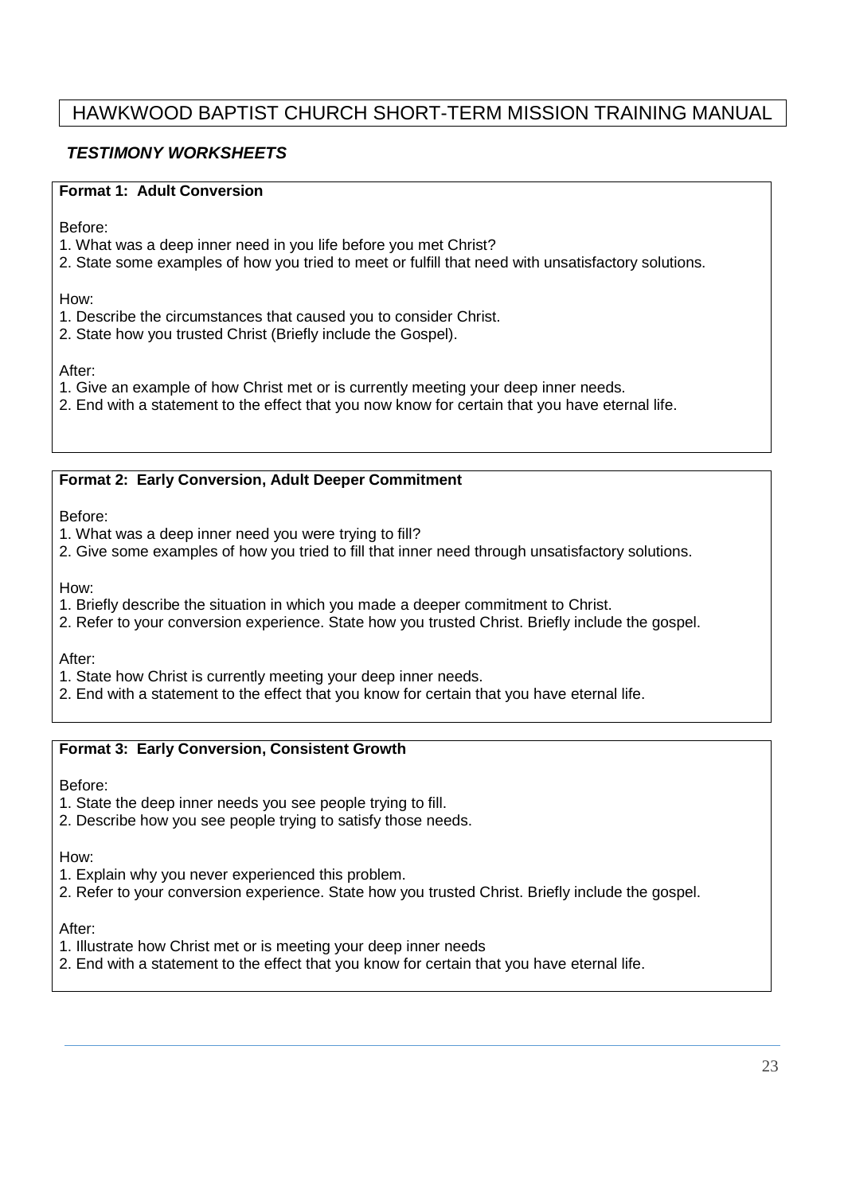# HAWKWOOD BAPTIST CHURCH SHORT-TERM MISSION TRAINING MANUAL

## *TESTIMONY WORKSHEETS*

**Format 1: Adult Conversion**

Before:
1. What was a deep inner need in you life before you met Christ?
2. State some examples of how you tried to meet or fulfill that need with unsatisfactory solutions.

How:
1. Describe the circumstances that caused you to consider Christ.
2. State how you trusted Christ (Briefly include the Gospel).

After:
1. Give an example of how Christ met or is currently meeting your deep inner needs.
2. End with a statement to the effect that you now know for certain that you have eternal life.

**Format 2: Early Conversion, Adult Deeper Commitment**

Before:
1. What was a deep inner need you were trying to fill?
2. Give some examples of how you tried to fill that inner need through unsatisfactory solutions.

How:
1. Briefly describe the situation in which you made a deeper commitment to Christ.
2. Refer to your conversion experience. State how you trusted Christ. Briefly include the gospel.

After:
1. State how Christ is currently meeting your deep inner needs.
2. End with a statement to the effect that you know for certain that you have eternal life.

**Format 3: Early Conversion, Consistent Growth**

Before:
1. State the deep inner needs you see people trying to fill.
2. Describe how you see people trying to satisfy those needs.

How:
1. Explain why you never experienced this problem.
2. Refer to your conversion experience. State how you trusted Christ. Briefly include the gospel.

After:
1. Illustrate how Christ met or is meeting your deep inner needs
2. End with a statement to the effect that you know for certain that you have eternal life.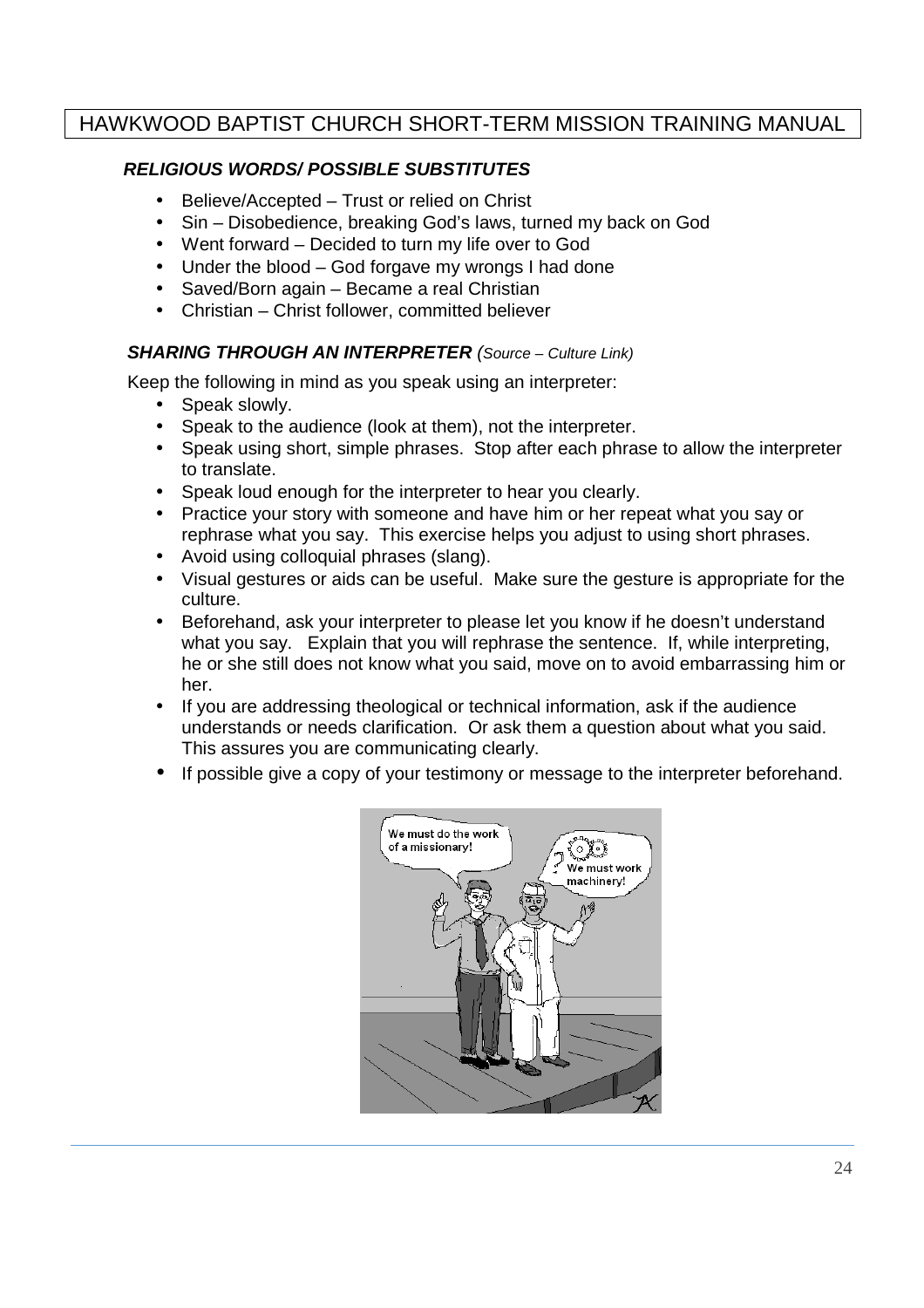### *RELIGIOUS WORDS/ POSSIBLE SUBSTITUTES*

- Believe/Accepted – Trust or relied on Christ
- Sin – Disobedience, breaking God's laws, turned my back on God
- Went forward – Decided to turn my life over to God
- Under the blood – God forgave my wrongs I had done
- Saved/Born again – Became a real Christian
- Christian – Christ follower, committed believer

### *SHARING THROUGH AN INTERPRETER* *(Source – Culture Link)*

Keep the following in mind as you speak using an interpreter:

- Speak slowly.
- Speak to the audience (look at them), not the interpreter.
- Speak using short, simple phrases. Stop after each phrase to allow the interpreter to translate.
- Speak loud enough for the interpreter to hear you clearly.
- Practice your story with someone and have him or her repeat what you say or rephrase what you say. This exercise helps you adjust to using short phrases.
- Avoid using colloquial phrases (slang).
- Visual gestures or aids can be useful. Make sure the gesture is appropriate for the culture.
- Beforehand, ask your interpreter to please let you know if he doesn't understand what you say. Explain that you will rephrase the sentence. If, while interpreting, he or she still does not know what you said, move on to avoid embarrassing him or her.
- If you are addressing theological or technical information, ask if the audience understands or needs clarification. Or ask them a question about what you said. This assures you are communicating clearly.
- If possible give a copy of your testimony or message to the interpreter beforehand.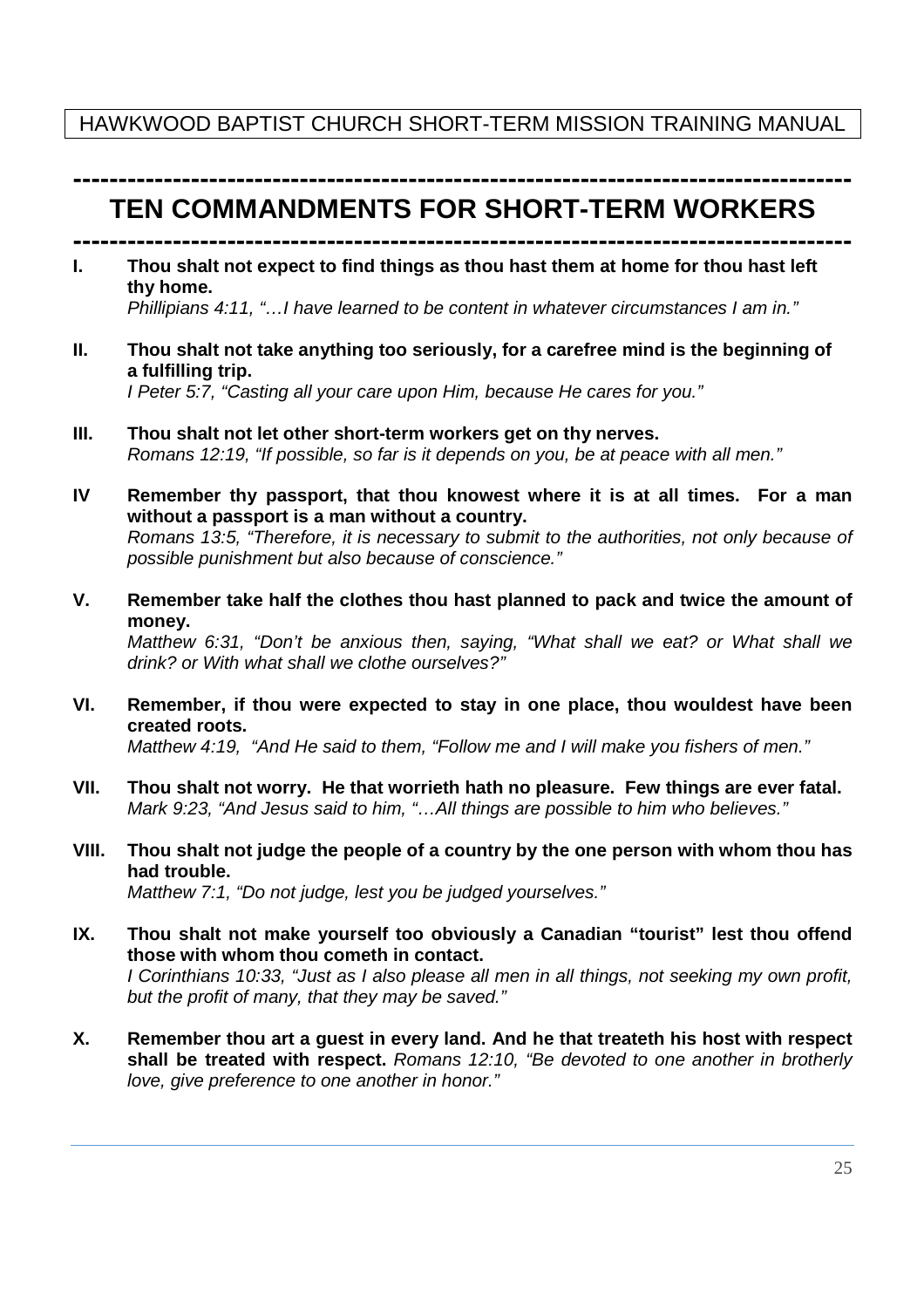# TEN COMMANDMENTS FOR SHORT-TERM WORKERS

**I. Thou shalt not expect to find things as thou hast them at home for thou hast left thy home.**
*Phillipians 4:11, "…I have learned to be content in whatever circumstances I am in."*

**II. Thou shalt not take anything too seriously, for a carefree mind is the beginning of a fulfilling trip.**
*I Peter 5:7, "Casting all your care upon Him, because He cares for you."*

**III. Thou shalt not let other short-term workers get on thy nerves.**
*Romans 12:19, "If possible, so far is it depends on you, be at peace with all men."*

**IV Remember thy passport, that thou knowest where it is at all times. For a man without a passport is a man without a country.**
*Romans 13:5, "Therefore, it is necessary to submit to the authorities, not only because of possible punishment but also because of conscience."*

**V. Remember take half the clothes thou hast planned to pack and twice the amount of money.**
*Matthew 6:31, "Don't be anxious then, saying, "What shall we eat? or What shall we drink? or With what shall we clothe ourselves?"*

**VI. Remember, if thou were expected to stay in one place, thou wouldest have been created roots.**
*Matthew 4:19, "And He said to them, "Follow me and I will make you fishers of men."*

**VII. Thou shalt not worry. He that worrieth hath no pleasure. Few things are ever fatal.**
*Mark 9:23, "And Jesus said to him, "…All things are possible to him who believes."*

**VIII. Thou shalt not judge the people of a country by the one person with whom thou has had trouble.**
*Matthew 7:1, "Do not judge, lest you be judged yourselves."*

**IX. Thou shalt not make yourself too obviously a Canadian "tourist" lest thou offend those with whom thou cometh in contact.**
*I Corinthians 10:33, "Just as I also please all men in all things, not seeking my own profit, but the profit of many, that they may be saved."*

**X. Remember thou art a guest in every land. And he that treateth his host with respect shall be treated with respect.** *Romans 12:10, "Be devoted to one another in brotherly love, give preference to one another in honor."*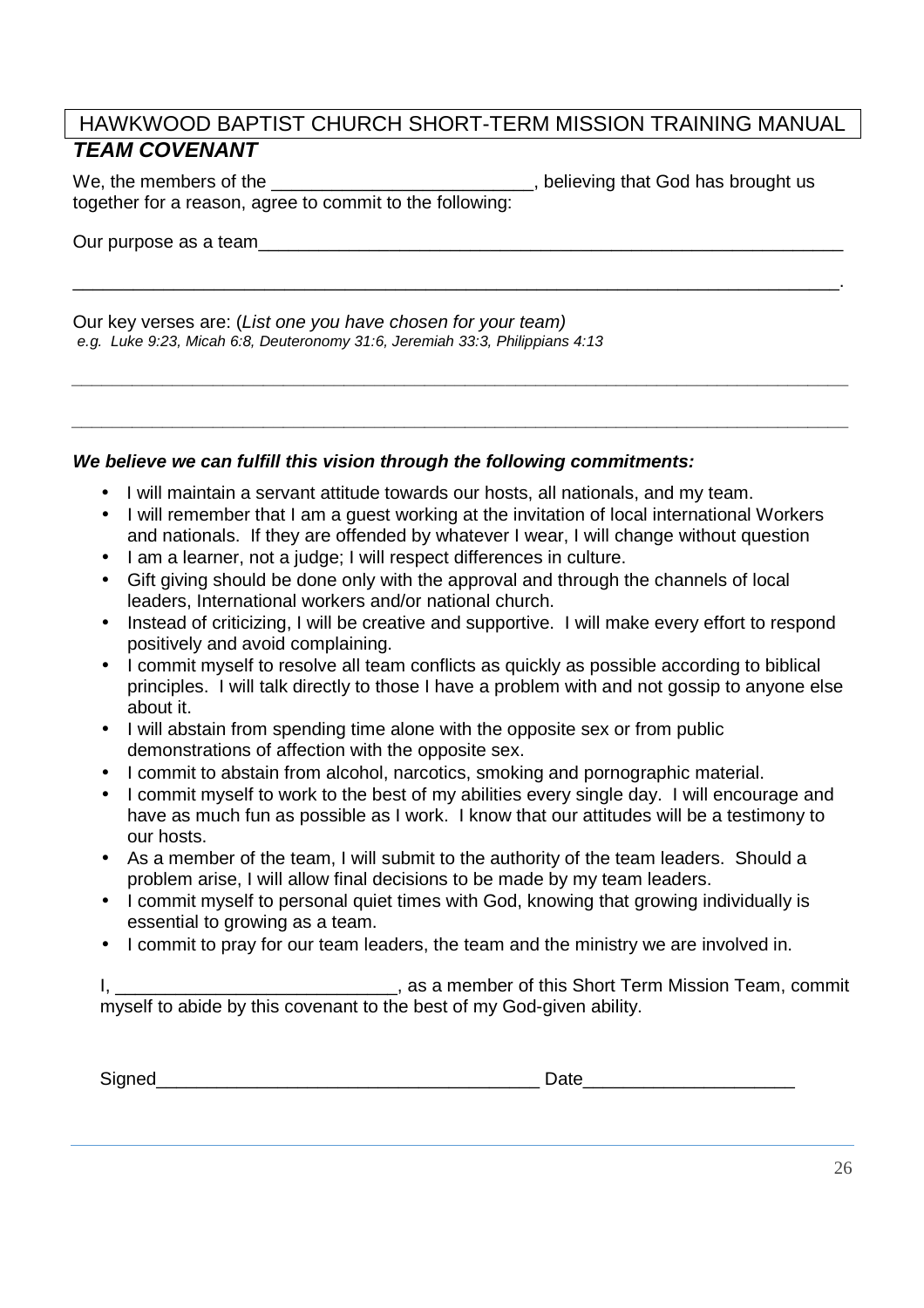## *TEAM COVENANT*

We, the members of the __________________________, believing that God has brought us together for a reason, agree to commit to the following:

Our purpose as a team___________________________________________________________

__________________________________________________________________________.

Our key verses are: (*List one you have chosen for your team)*
*e.g. Luke 9:23, Micah 6:8, Deuteronomy 31:6, Jeremiah 33:3, Philippians 4:13*

_____________________________________________________________________________

_____________________________________________________________________________

***We believe we can fulfill this vision through the following commitments:***

- I will maintain a servant attitude towards our hosts, all nationals, and my team.
- I will remember that I am a guest working at the invitation of local international Workers and nationals. If they are offended by whatever I wear, I will change without question
- I am a learner, not a judge; I will respect differences in culture.
- Gift giving should be done only with the approval and through the channels of local leaders, International workers and/or national church.
- Instead of criticizing, I will be creative and supportive. I will make every effort to respond positively and avoid complaining.
- I commit myself to resolve all team conflicts as quickly as possible according to biblical principles. I will talk directly to those I have a problem with and not gossip to anyone else about it.
- I will abstain from spending time alone with the opposite sex or from public demonstrations of affection with the opposite sex.
- I commit to abstain from alcohol, narcotics, smoking and pornographic material.
- I commit myself to work to the best of my abilities every single day. I will encourage and have as much fun as possible as I work. I know that our attitudes will be a testimony to our hosts.
- As a member of the team, I will submit to the authority of the team leaders. Should a problem arise, I will allow final decisions to be made by my team leaders.
- I commit myself to personal quiet times with God, knowing that growing individually is essential to growing as a team.
- I commit to pray for our team leaders, the team and the ministry we are involved in.

I, ____________________________, as a member of this Short Term Mission Team, commit myself to abide by this covenant to the best of my God-given ability.

Signed______________________________________ Date_____________________